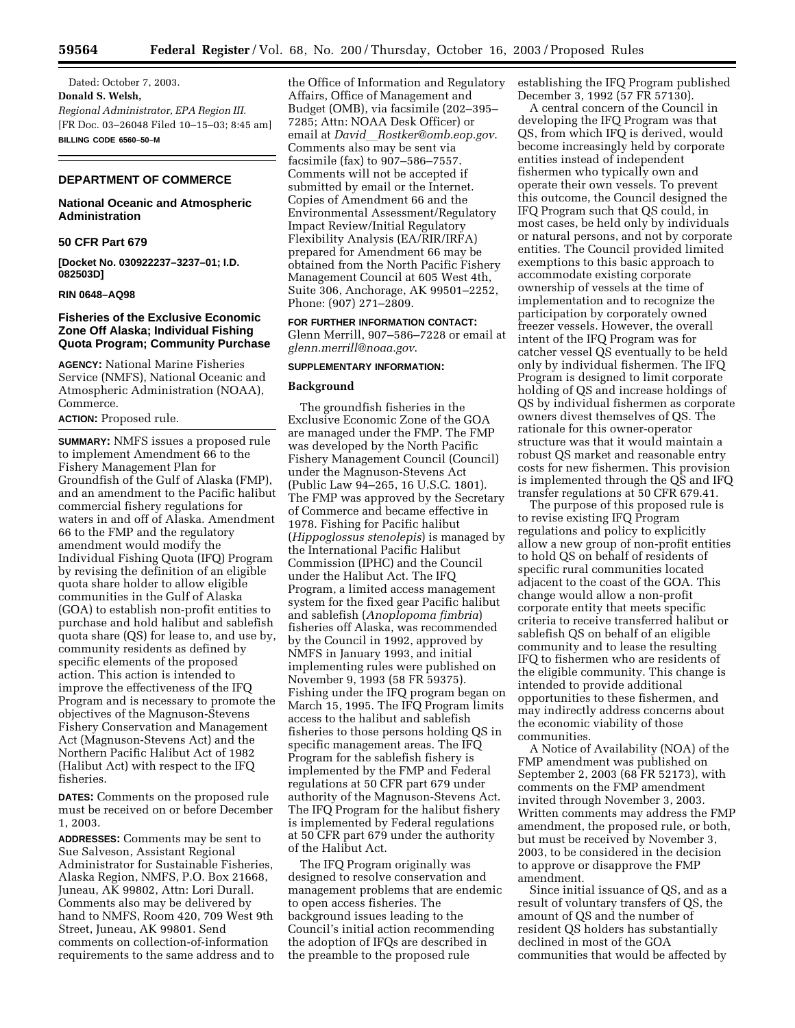Dated: October 7, 2003.

**Donald S. Welsh,**

*Regional Administrator, EPA Region III.*

[FR Doc. 03–26048 Filed 10–15–03; 8:45 am]

**BILLING CODE 6560–50–M**

## DEPARTMENT OF COMMERCE

### National Oceanic and Atmospheric Administration

### 50 CFR Part 679

**[Docket No. 030922237–3237–01; I.D. 082503D]**

**RIN 0648–AQ98**

### Fisheries of the Exclusive Economic Zone Off Alaska; Individual Fishing Quota Program; Community Purchase

**AGENCY:** National Marine Fisheries Service (NMFS), National Oceanic and Atmospheric Administration (NOAA), Commerce.

**ACTION:** Proposed rule.

**SUMMARY:** NMFS issues a proposed rule to implement Amendment 66 to the Fishery Management Plan for Groundfish of the Gulf of Alaska (FMP), and an amendment to the Pacific halibut commercial fishery regulations for waters in and off of Alaska. Amendment 66 to the FMP and the regulatory amendment would modify the Individual Fishing Quota (IFQ) Program by revising the definition of an eligible quota share holder to allow eligible communities in the Gulf of Alaska (GOA) to establish non-profit entities to purchase and hold halibut and sablefish quota share (QS) for lease to, and use by, community residents as defined by specific elements of the proposed action. This action is intended to improve the effectiveness of the IFQ Program and is necessary to promote the objectives of the Magnuson-Stevens Fishery Conservation and Management Act (Magnuson-Stevens Act) and the Northern Pacific Halibut Act of 1982 (Halibut Act) with respect to the IFQ fisheries.

**DATES:** Comments on the proposed rule must be received on or before December 1, 2003.

**ADDRESSES:** Comments may be sent to Sue Salveson, Assistant Regional Administrator for Sustainable Fisheries, Alaska Region, NMFS, P.O. Box 21668, Juneau, AK 99802, Attn: Lori Durall. Comments also may be delivered by hand to NMFS, Room 420, 709 West 9th Street, Juneau, AK 99801. Send comments on collection-of-information requirements to the same address and to the Office of Information and Regulatory Affairs, Office of Management and Budget (OMB), via facsimile (202–395–7285; Attn: NOAA Desk Officer) or email at *David_Rostker@omb.eop.gov*. Comments also may be sent via facsimile (fax) to 907–586–7557. Comments will not be accepted if submitted by email or the Internet. Copies of Amendment 66 and the Environmental Assessment/Regulatory Impact Review/Initial Regulatory Flexibility Analysis (EA/RIR/IRFA) prepared for Amendment 66 may be obtained from the North Pacific Fishery Management Council at 605 West 4th, Suite 306, Anchorage, AK 99501–2252, Phone: (907) 271–2809.

**FOR FURTHER INFORMATION CONTACT:** Glenn Merrill, 907–586–7228 or email at *glenn.merrill@noaa.gov*.

**SUPPLEMENTARY INFORMATION:**

**Background**

The groundfish fisheries in the Exclusive Economic Zone of the GOA are managed under the FMP. The FMP was developed by the North Pacific Fishery Management Council (Council) under the Magnuson-Stevens Act (Public Law 94–265, 16 U.S.C. 1801). The FMP was approved by the Secretary of Commerce and became effective in 1978. Fishing for Pacific halibut (*Hippoglossus stenolepis*) is managed by the International Pacific Halibut Commission (IPHC) and the Council under the Halibut Act. The IFQ Program, a limited access management system for the fixed gear Pacific halibut and sablefish (*Anoplopoma fimbria*) fisheries off Alaska, was recommended by the Council in 1992, approved by NMFS in January 1993, and initial implementing rules were published on November 9, 1993 (58 FR 59375). Fishing under the IFQ program began on March 15, 1995. The IFQ Program limits access to the halibut and sablefish fisheries to those persons holding QS in specific management areas. The IFQ Program for the sablefish fishery is implemented by the FMP and Federal regulations at 50 CFR part 679 under authority of the Magnuson-Stevens Act. The IFQ Program for the halibut fishery is implemented by Federal regulations at 50 CFR part 679 under the authority of the Halibut Act.

The IFQ Program originally was designed to resolve conservation and management problems that are endemic to open access fisheries. The background issues leading to the Council's initial action recommending the adoption of IFQs are described in the preamble to the proposed rule establishing the IFQ Program published December 3, 1992 (57 FR 57130).

A central concern of the Council in developing the IFQ Program was that QS, from which IFQ is derived, would become increasingly held by corporate entities instead of independent fishermen who typically own and operate their own vessels. To prevent this outcome, the Council designed the IFQ Program such that QS could, in most cases, be held only by individuals or natural persons, and not by corporate entities. The Council provided limited exemptions to this basic approach to accommodate existing corporate ownership of vessels at the time of implementation and to recognize the participation by corporately owned freezer vessels. However, the overall intent of the IFQ Program was for catcher vessel QS eventually to be held only by individual fishermen. The IFQ Program is designed to limit corporate holding of QS and increase holdings of QS by individual fishermen as corporate owners divest themselves of QS. The rationale for this owner-operator structure was that it would maintain a robust QS market and reasonable entry costs for new fishermen. This provision is implemented through the QS and IFQ transfer regulations at 50 CFR 679.41.

The purpose of this proposed rule is to revise existing IFQ Program regulations and policy to explicitly allow a new group of non-profit entities to hold QS on behalf of residents of specific rural communities located adjacent to the coast of the GOA. This change would allow a non-profit corporate entity that meets specific criteria to receive transferred halibut or sablefish QS on behalf of an eligible community and to lease the resulting IFQ to fishermen who are residents of the eligible community. This change is intended to provide additional opportunities to these fishermen, and may indirectly address concerns about the economic viability of those communities.

A Notice of Availability (NOA) of the FMP amendment was published on September 2, 2003 (68 FR 52173), with comments on the FMP amendment invited through November 3, 2003. Written comments may address the FMP amendment, the proposed rule, or both, but must be received by November 3, 2003, to be considered in the decision to approve or disapprove the FMP amendment.

Since initial issuance of QS, and as a result of voluntary transfers of QS, the amount of QS and the number of resident QS holders has substantially declined in most of the GOA communities that would be affected by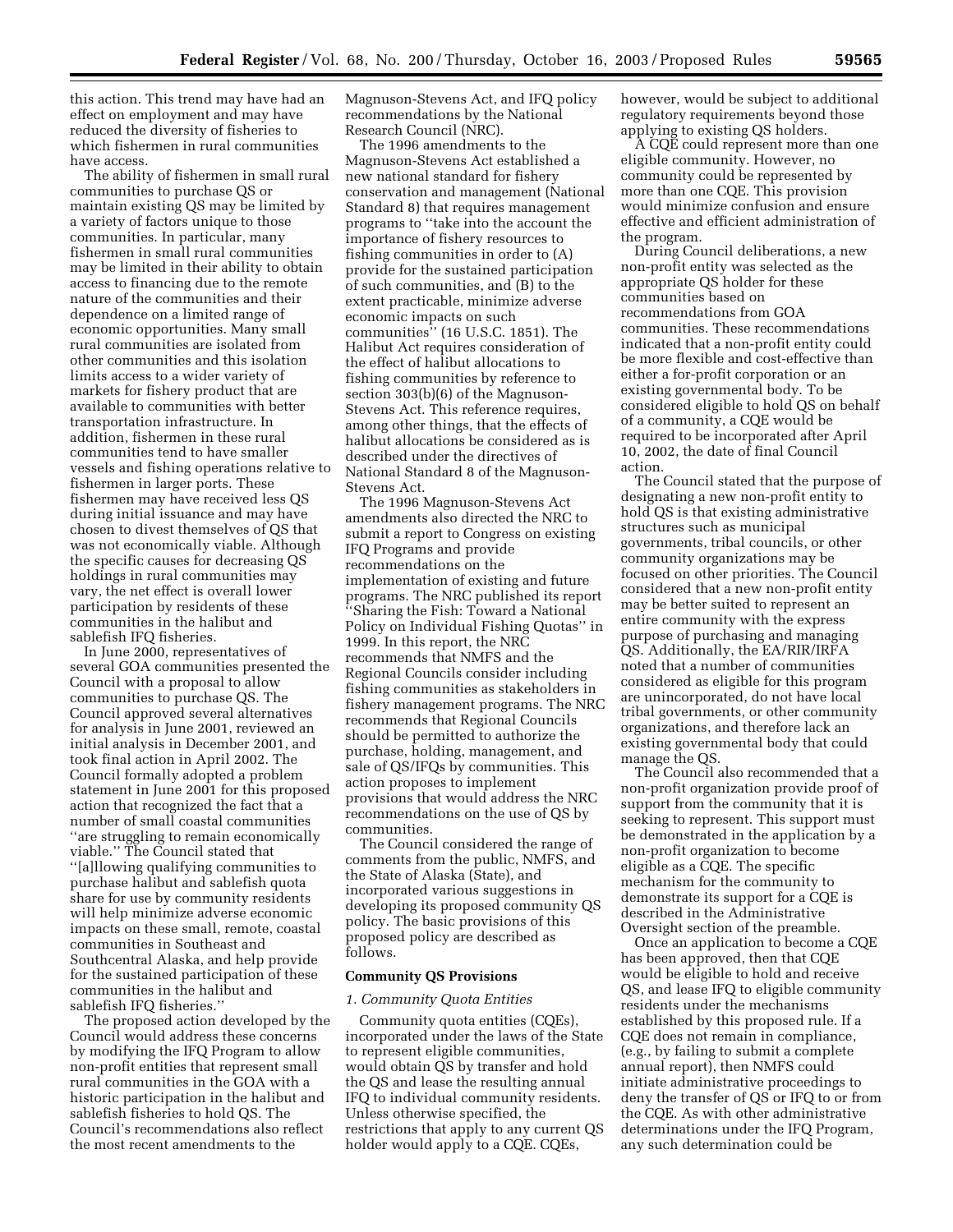this action. This trend may have had an effect on employment and may have reduced the diversity of fisheries to which fishermen in rural communities have access.

The ability of fishermen in small rural communities to purchase QS or maintain existing QS may be limited by a variety of factors unique to those communities. In particular, many fishermen in small rural communities may be limited in their ability to obtain access to financing due to the remote nature of the communities and their dependence on a limited range of economic opportunities. Many small rural communities are isolated from other communities and this isolation limits access to a wider variety of markets for fishery product that are available to communities with better transportation infrastructure. In addition, fishermen in these rural communities tend to have smaller vessels and fishing operations relative to fishermen in larger ports. These fishermen may have received less QS during initial issuance and may have chosen to divest themselves of QS that was not economically viable. Although the specific causes for decreasing QS holdings in rural communities may vary, the net effect is overall lower participation by residents of these communities in the halibut and sablefish IFQ fisheries.

In June 2000, representatives of several GOA communities presented the Council with a proposal to allow communities to purchase QS. The Council approved several alternatives for analysis in June 2001, reviewed an initial analysis in December 2001, and took final action in April 2002. The Council formally adopted a problem statement in June 2001 for this proposed action that recognized the fact that a number of small coastal communities ''are struggling to remain economically viable.'' The Council stated that ''[a]llowing qualifying communities to purchase halibut and sablefish quota share for use by community residents will help minimize adverse economic impacts on these small, remote, coastal communities in Southeast and Southcentral Alaska, and help provide for the sustained participation of these communities in the halibut and sablefish IFQ fisheries.''

The proposed action developed by the Council would address these concerns by modifying the IFQ Program to allow non-profit entities that represent small rural communities in the GOA with a historic participation in the halibut and sablefish fisheries to hold QS. The Council's recommendations also reflect the most recent amendments to the Magnuson-Stevens Act, and IFQ policy recommendations by the National Research Council (NRC).

The 1996 amendments to the Magnuson-Stevens Act established a new national standard for fishery conservation and management (National Standard 8) that requires management programs to ''take into the account the importance of fishery resources to fishing communities in order to (A) provide for the sustained participation of such communities, and (B) to the extent practicable, minimize adverse economic impacts on such communities'' (16 U.S.C. 1851). The Halibut Act requires consideration of the effect of halibut allocations to fishing communities by reference to section 303(b)(6) of the Magnuson-Stevens Act. This reference requires, among other things, that the effects of halibut allocations be considered as is described under the directives of National Standard 8 of the Magnuson-Stevens Act.

The 1996 Magnuson-Stevens Act amendments also directed the NRC to submit a report to Congress on existing IFQ Programs and provide recommendations on the implementation of existing and future programs. The NRC published its report ''Sharing the Fish: Toward a National Policy on Individual Fishing Quotas'' in 1999. In this report, the NRC recommends that NMFS and the Regional Councils consider including fishing communities as stakeholders in fishery management programs. The NRC recommends that Regional Councils should be permitted to authorize the purchase, holding, management, and sale of QS/IFQs by communities. This action proposes to implement provisions that would address the NRC recommendations on the use of QS by communities.

The Council considered the range of comments from the public, NMFS, and the State of Alaska (State), and incorporated various suggestions in developing its proposed community QS policy. The basic provisions of this proposed policy are described as follows.

**Community QS Provisions**

*1. Community Quota Entities*

Community quota entities (CQEs), incorporated under the laws of the State to represent eligible communities, would obtain QS by transfer and hold the QS and lease the resulting annual IFQ to individual community residents. Unless otherwise specified, the restrictions that apply to any current QS holder would apply to a CQE. CQEs, however, would be subject to additional regulatory requirements beyond those applying to existing QS holders.

A CQE could represent more than one eligible community. However, no community could be represented by more than one CQE. This provision would minimize confusion and ensure effective and efficient administration of the program.

During Council deliberations, a new non-profit entity was selected as the appropriate QS holder for these communities based on recommendations from GOA communities. These recommendations indicated that a non-profit entity could be more flexible and cost-effective than either a for-profit corporation or an existing governmental body. To be considered eligible to hold QS on behalf of a community, a CQE would be required to be incorporated after April 10, 2002, the date of final Council action.

The Council stated that the purpose of designating a new non-profit entity to hold QS is that existing administrative structures such as municipal governments, tribal councils, or other community organizations may be focused on other priorities. The Council considered that a new non-profit entity may be better suited to represent an entire community with the express purpose of purchasing and managing QS. Additionally, the EA/RIR/IRFA noted that a number of communities considered as eligible for this program are unincorporated, do not have local tribal governments, or other community organizations, and therefore lack an existing governmental body that could manage the QS.

The Council also recommended that a non-profit organization provide proof of support from the community that it is seeking to represent. This support must be demonstrated in the application by a non-profit organization to become eligible as a CQE. The specific mechanism for the community to demonstrate its support for a CQE is described in the Administrative Oversight section of the preamble.

Once an application to become a CQE has been approved, then that CQE would be eligible to hold and receive QS, and lease IFQ to eligible community residents under the mechanisms established by this proposed rule. If a CQE does not remain in compliance, (e.g., by failing to submit a complete annual report), then NMFS could initiate administrative proceedings to deny the transfer of QS or IFQ to or from the CQE. As with other administrative determinations under the IFQ Program, any such determination could be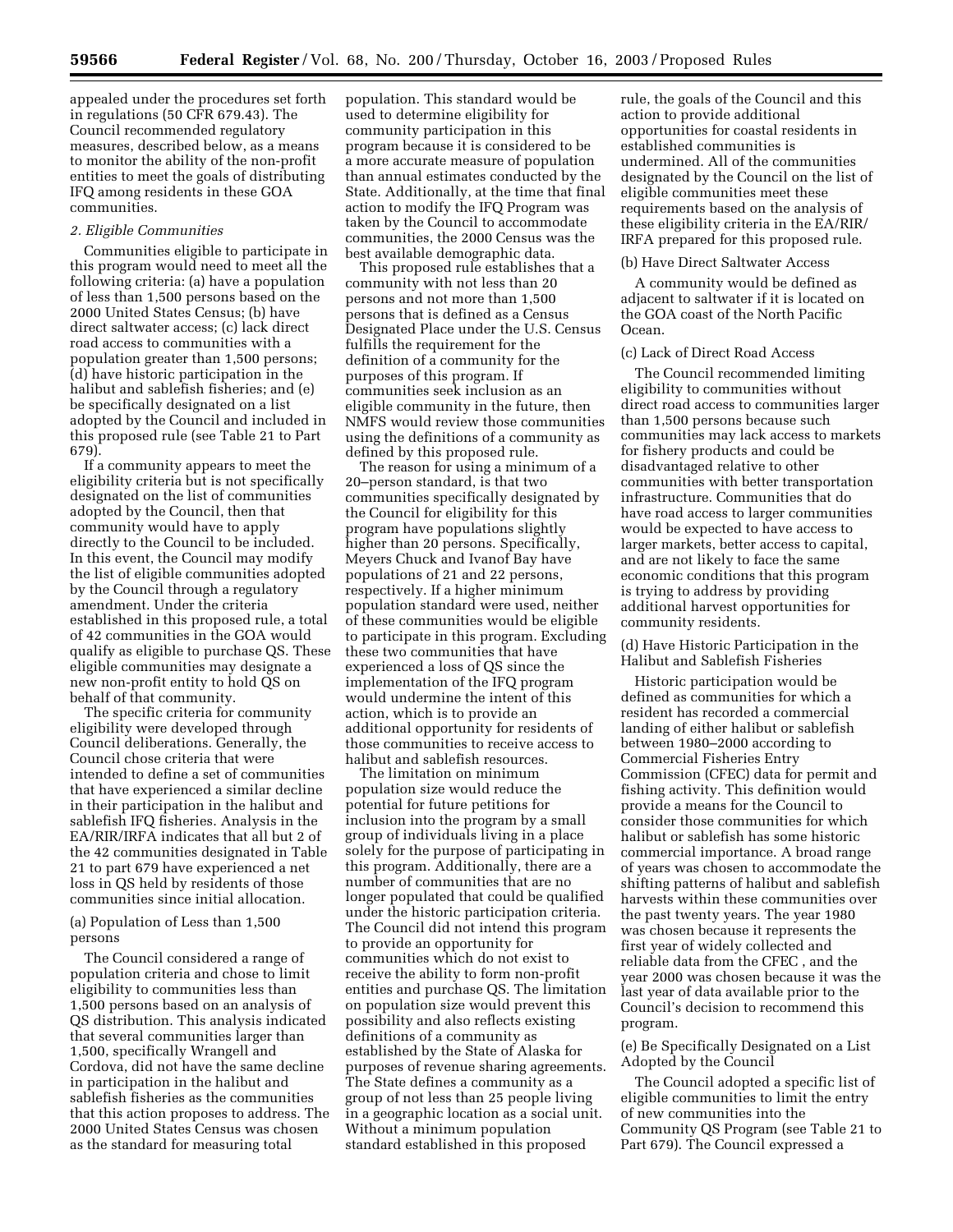appealed under the procedures set forth in regulations (50 CFR 679.43). The Council recommended regulatory measures, described below, as a means to monitor the ability of the non-profit entities to meet the goals of distributing IFQ among residents in these GOA communities.

*2. Eligible Communities*

Communities eligible to participate in this program would need to meet all the following criteria: (a) have a population of less than 1,500 persons based on the 2000 United States Census; (b) have direct saltwater access; (c) lack direct road access to communities with a population greater than 1,500 persons; (d) have historic participation in the halibut and sablefish fisheries; and (e) be specifically designated on a list adopted by the Council and included in this proposed rule (see Table 21 to Part 679).

If a community appears to meet the eligibility criteria but is not specifically designated on the list of communities adopted by the Council, then that community would have to apply directly to the Council to be included. In this event, the Council may modify the list of eligible communities adopted by the Council through a regulatory amendment. Under the criteria established in this proposed rule, a total of 42 communities in the GOA would qualify as eligible to purchase QS. These eligible communities may designate a new non-profit entity to hold QS on behalf of that community.

The specific criteria for community eligibility were developed through Council deliberations. Generally, the Council chose criteria that were intended to define a set of communities that have experienced a similar decline in their participation in the halibut and sablefish IFQ fisheries. Analysis in the EA/RIR/IRFA indicates that all but 2 of the 42 communities designated in Table 21 to part 679 have experienced a net loss in QS held by residents of those communities since initial allocation.

(a) Population of Less than 1,500 persons

The Council considered a range of population criteria and chose to limit eligibility to communities less than 1,500 persons based on an analysis of QS distribution. This analysis indicated that several communities larger than 1,500, specifically Wrangell and Cordova, did not have the same decline in participation in the halibut and sablefish fisheries as the communities that this action proposes to address. The 2000 United States Census was chosen as the standard for measuring total population. This standard would be used to determine eligibility for community participation in this program because it is considered to be a more accurate measure of population than annual estimates conducted by the State. Additionally, at the time that final action to modify the IFQ Program was taken by the Council to accommodate communities, the 2000 Census was the best available demographic data.

This proposed rule establishes that a community with not less than 20 persons and not more than 1,500 persons that is defined as a Census Designated Place under the U.S. Census fulfills the requirement for the definition of a community for the purposes of this program. If communities seek inclusion as an eligible community in the future, then NMFS would review those communities using the definitions of a community as defined by this proposed rule.

The reason for using a minimum of a 20–person standard, is that two communities specifically designated by the Council for eligibility for this program have populations slightly higher than 20 persons. Specifically, Meyers Chuck and Ivanof Bay have populations of 21 and 22 persons, respectively. If a higher minimum population standard were used, neither of these communities would be eligible to participate in this program. Excluding these two communities that have experienced a loss of QS since the implementation of the IFQ program would undermine the intent of this action, which is to provide an additional opportunity for residents of those communities to receive access to halibut and sablefish resources.

The limitation on minimum population size would reduce the potential for future petitions for inclusion into the program by a small group of individuals living in a place solely for the purpose of participating in this program. Additionally, there are a number of communities that are no longer populated that could be qualified under the historic participation criteria. The Council did not intend this program to provide an opportunity for communities which do not exist to receive the ability to form non-profit entities and purchase QS. The limitation on population size would prevent this possibility and also reflects existing definitions of a community as established by the State of Alaska for purposes of revenue sharing agreements. The State defines a community as a group of not less than 25 people living in a geographic location as a social unit. Without a minimum population standard established in this proposed rule, the goals of the Council and this action to provide additional opportunities for coastal residents in established communities is undermined. All of the communities designated by the Council on the list of eligible communities meet these requirements based on the analysis of these eligibility criteria in the EA/RIR/IRFA prepared for this proposed rule.

(b) Have Direct Saltwater Access

A community would be defined as adjacent to saltwater if it is located on the GOA coast of the North Pacific Ocean.

(c) Lack of Direct Road Access

The Council recommended limiting eligibility to communities without direct road access to communities larger than 1,500 persons because such communities may lack access to markets for fishery products and could be disadvantaged relative to other communities with better transportation infrastructure. Communities that do have road access to larger communities would be expected to have access to larger markets, better access to capital, and are not likely to face the same economic conditions that this program is trying to address by providing additional harvest opportunities for community residents.

(d) Have Historic Participation in the Halibut and Sablefish Fisheries

Historic participation would be defined as communities for which a resident has recorded a commercial landing of either halibut or sablefish between 1980–2000 according to Commercial Fisheries Entry Commission (CFEC) data for permit and fishing activity. This definition would provide a means for the Council to consider those communities for which halibut or sablefish has some historic commercial importance. A broad range of years was chosen to accommodate the shifting patterns of halibut and sablefish harvests within these communities over the past twenty years. The year 1980 was chosen because it represents the first year of widely collected and reliable data from the CFEC , and the year 2000 was chosen because it was the last year of data available prior to the Council's decision to recommend this program.

(e) Be Specifically Designated on a List Adopted by the Council

The Council adopted a specific list of eligible communities to limit the entry of new communities into the Community QS Program (see Table 21 to Part 679). The Council expressed a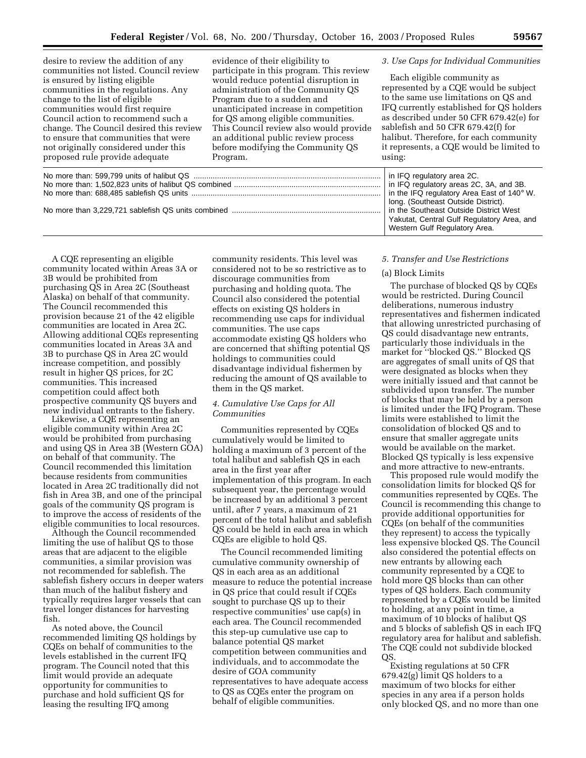desire to review the addition of any communities not listed. Council review is ensured by listing eligible communities in the regulations. Any change to the list of eligible communities would first require Council action to recommend such a change. The Council desired this review to ensure that communities that were not originally considered under this proposed rule provide adequate evidence of their eligibility to participate in this program. This review would reduce potential disruption in administration of the Community QS Program due to a sudden and unanticipated increase in competition for QS among eligible communities. This Council review also would provide an additional public review process before modifying the Community QS Program.

### *3. Use Caps for Individual Communities*

Each eligible community as represented by a CQE would be subject to the same use limitations on QS and IFQ currently established for QS holders as described under 50 CFR 679.42(e) for sablefish and 50 CFR 679.42(f) for halibut. Therefore, for each community it represents, a CQE would be limited to using:

| | |
|---|---|
| No more than: 599,799 units of halibut QS | in IFQ regulatory area 2C. |
| No more than: 1,502,823 units of halibut QS combined | in IFQ regulatory areas 2C, 3A, and 3B. |
| No more than: 688,485 sablefish QS units | in the IFQ regulatory Area East of 140° W. long. (Southeast Outside District). |
| No more than 3,229,721 sablefish QS units combined | in the Southeast Outside District West Yakutat, Central Gulf Regulatory Area, and Western Gulf Regulatory Area. |

A CQE representing an eligible community located within Areas 3A or 3B would be prohibited from purchasing QS in Area 2C (Southeast Alaska) on behalf of that community. The Council recommended this provision because 21 of the 42 eligible communities are located in Area 2C. Allowing additional CQEs representing communities located in Areas 3A and 3B to purchase QS in Area 2C would increase competition, and possibly result in higher QS prices, for 2C communities. This increased competition could affect both prospective community QS buyers and new individual entrants to the fishery.

Likewise, a CQE representing an eligible community within Area 2C would be prohibited from purchasing and using QS in Area 3B (Western GOA) on behalf of that community. The Council recommended this limitation because residents from communities located in Area 2C traditionally did not fish in Area 3B, and one of the principal goals of the community QS program is to improve the access of residents of the eligible communities to local resources.

Although the Council recommended limiting the use of halibut QS to those areas that are adjacent to the eligible communities, a similar provision was not recommended for sablefish. The sablefish fishery occurs in deeper waters than much of the halibut fishery and typically requires larger vessels that can travel longer distances for harvesting fish.

As noted above, the Council recommended limiting QS holdings by CQEs on behalf of communities to the levels established in the current IFQ program. The Council noted that this limit would provide an adequate opportunity for communities to purchase and hold sufficient QS for leasing the resulting IFQ among community residents. This level was considered not to be so restrictive as to discourage communities from purchasing and holding quota. The Council also considered the potential effects on existing QS holders in recommending use caps for individual communities. The use caps accommodate existing QS holders who are concerned that shifting potential QS holdings to communities could disadvantage individual fishermen by reducing the amount of QS available to them in the QS market.

### *4. Cumulative Use Caps for All Communities*

Communities represented by CQEs cumulatively would be limited to holding a maximum of 3 percent of the total halibut and sablefish QS in each area in the first year after implementation of this program. In each subsequent year, the percentage would be increased by an additional 3 percent until, after 7 years, a maximum of 21 percent of the total halibut and sablefish QS could be held in each area in which CQEs are eligible to hold QS.

The Council recommended limiting cumulative community ownership of QS in each area as an additional measure to reduce the potential increase in QS price that could result if CQEs sought to purchase QS up to their respective communities' use cap(s) in each area. The Council recommended this step-up cumulative use cap to balance potential QS market competition between communities and individuals, and to accommodate the desire of GOA community representatives to have adequate access to QS as CQEs enter the program on behalf of eligible communities.

### *5. Transfer and Use Restrictions*

(a) Block Limits

The purchase of blocked QS by CQEs would be restricted. During Council deliberations, numerous industry representatives and fishermen indicated that allowing unrestricted purchasing of QS could disadvantage new entrants, particularly those individuals in the market for ''blocked QS.'' Blocked QS are aggregates of small units of QS that were designated as blocks when they were initially issued and that cannot be subdivided upon transfer. The number of blocks that may be held by a person is limited under the IFQ Program. These limits were established to limit the consolidation of blocked QS and to ensure that smaller aggregate units would be available on the market. Blocked QS typically is less expensive and more attractive to new-entrants.

This proposed rule would modify the consolidation limits for blocked QS for communities represented by CQEs. The Council is recommending this change to provide additional opportunities for CQEs (on behalf of the communities they represent) to access the typically less expensive blocked QS. The Council also considered the potential effects on new entrants by allowing each community represented by a CQE to hold more QS blocks than can other types of QS holders. Each community represented by a CQEs would be limited to holding, at any point in time, a maximum of 10 blocks of halibut QS and 5 blocks of sablefish QS in each IFQ regulatory area for halibut and sablefish. The CQE could not subdivide blocked QS.

Existing regulations at 50 CFR 679.42(g) limit QS holders to a maximum of two blocks for either species in any area if a person holds only blocked QS, and no more than one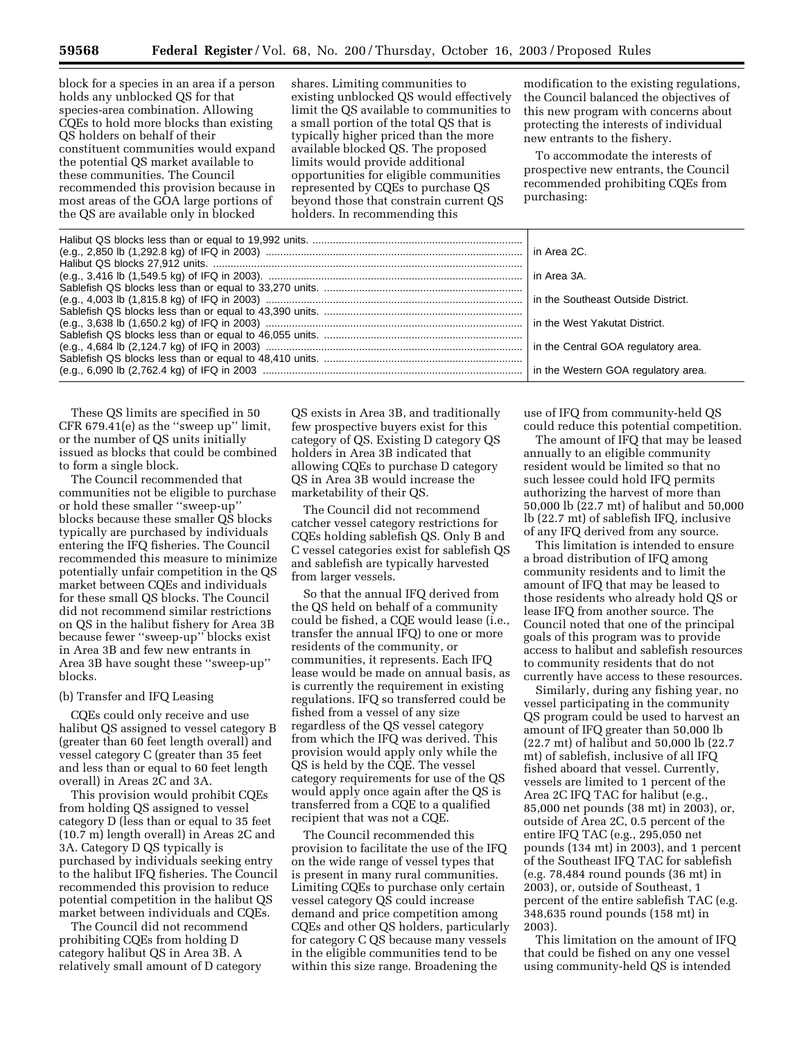block for a species in an area if a person holds any unblocked QS for that species-area combination. Allowing CQEs to hold more blocks than existing QS holders on behalf of their constituent communities would expand the potential QS market available to these communities. The Council recommended this provision because in most areas of the GOA large portions of the QS are available only in blocked shares. Limiting communities to existing unblocked QS would effectively limit the QS available to communities to a small portion of the total QS that is typically higher priced than the more available blocked QS. The proposed limits would provide additional opportunities for eligible communities represented by CQEs to purchase QS beyond those that constrain current QS holders. In recommending this modification to the existing regulations, the Council balanced the objectives of this new program with concerns about protecting the interests of individual new entrants to the fishery.

To accommodate the interests of prospective new entrants, the Council recommended prohibiting CQEs from purchasing:

| | |
|---|---|
| Halibut QS blocks less than or equal to 19,992 units. (e.g., 2,850 lb (1,292.8 kg) of IFQ in 2003) | in Area 2C. |
| Halibut QS blocks 27,912 units. (e.g., 3,416 lb (1,549.5 kg) of IFQ in 2003). | in Area 3A. |
| Sablefish QS blocks less than or equal to 33,270 units. (e.g., 4,003 lb (1,815.8 kg) of IFQ in 2003) | in the Southeast Outside District. |
| Sablefish QS blocks less than or equal to 43,390 units. (e.g., 3,638 lb (1,650.2 kg) of IFQ in 2003) | in the West Yakutat District. |
| Sablefish QS blocks less than or equal to 46,055 units. (e.g., 4,684 lb (2,124.7 kg) of IFQ in 2003) | in the Central GOA regulatory area. |
| Sablefish QS blocks less than or equal to 48,410 units. (e.g., 6,090 lb (2,762.4 kg) of IFQ in 2003 | in the Western GOA regulatory area. |

These QS limits are specified in 50 CFR 679.41(e) as the ''sweep up'' limit, or the number of QS units initially issued as blocks that could be combined to form a single block.

The Council recommended that communities not be eligible to purchase or hold these smaller ''sweep-up'' blocks because these smaller QS blocks typically are purchased by individuals entering the IFQ fisheries. The Council recommended this measure to minimize potentially unfair competition in the QS market between CQEs and individuals for these small QS blocks. The Council did not recommend similar restrictions on QS in the halibut fishery for Area 3B because fewer ''sweep-up'' blocks exist in Area 3B and few new entrants in Area 3B have sought these ''sweep-up'' blocks.

(b) Transfer and IFQ Leasing

CQEs could only receive and use halibut QS assigned to vessel category B (greater than 60 feet length overall) and vessel category C (greater than 35 feet and less than or equal to 60 feet length overall) in Areas 2C and 3A.

This provision would prohibit CQEs from holding QS assigned to vessel category D (less than or equal to 35 feet (10.7 m) length overall) in Areas 2C and 3A. Category D QS typically is purchased by individuals seeking entry to the halibut IFQ fisheries. The Council recommended this provision to reduce potential competition in the halibut QS market between individuals and CQEs.

The Council did not recommend prohibiting CQEs from holding D category halibut QS in Area 3B. A relatively small amount of D category QS exists in Area 3B, and traditionally few prospective buyers exist for this category of QS. Existing D category QS holders in Area 3B indicated that allowing CQEs to purchase D category QS in Area 3B would increase the marketability of their QS.

The Council did not recommend catcher vessel category restrictions for CQEs holding sablefish QS. Only B and C vessel categories exist for sablefish QS and sablefish are typically harvested from larger vessels.

So that the annual IFQ derived from the QS held on behalf of a community could be fished, a CQE would lease (i.e., transfer the annual IFQ) to one or more residents of the community, or communities, it represents. Each IFQ lease would be made on annual basis, as is currently the requirement in existing regulations. IFQ so transferred could be fished from a vessel of any size regardless of the QS vessel category from which the IFQ was derived. This provision would apply only while the QS is held by the CQE. The vessel category requirements for use of the QS would apply once again after the QS is transferred from a CQE to a qualified recipient that was not a CQE.

The Council recommended this provision to facilitate the use of the IFQ on the wide range of vessel types that is present in many rural communities. Limiting CQEs to purchase only certain vessel category QS could increase demand and price competition among CQEs and other QS holders, particularly for category C QS because many vessels in the eligible communities tend to be within this size range. Broadening the use of IFQ from community-held QS could reduce this potential competition.

The amount of IFQ that may be leased annually to an eligible community resident would be limited so that no such lessee could hold IFQ permits authorizing the harvest of more than 50,000 lb (22.7 mt) of halibut and 50,000 lb (22.7 mt) of sablefish IFQ, inclusive of any IFQ derived from any source.

This limitation is intended to ensure a broad distribution of IFQ among community residents and to limit the amount of IFQ that may be leased to those residents who already hold QS or lease IFQ from another source. The Council noted that one of the principal goals of this program was to provide access to halibut and sablefish resources to community residents that do not currently have access to these resources.

Similarly, during any fishing year, no vessel participating in the community QS program could be used to harvest an amount of IFQ greater than 50,000 lb (22.7 mt) of halibut and 50,000 lb (22.7 mt) of sablefish, inclusive of all IFQ fished aboard that vessel. Currently, vessels are limited to 1 percent of the Area 2C IFQ TAC for halibut (e.g., 85,000 net pounds (38 mt) in 2003), or, outside of Area 2C, 0.5 percent of the entire IFQ TAC (e.g., 295,050 net pounds (134 mt) in 2003), and 1 percent of the Southeast IFQ TAC for sablefish (e.g. 78,484 round pounds (36 mt) in 2003), or, outside of Southeast, 1 percent of the entire sablefish TAC (e.g. 348,635 round pounds (158 mt) in 2003).

This limitation on the amount of IFQ that could be fished on any one vessel using community-held QS is intended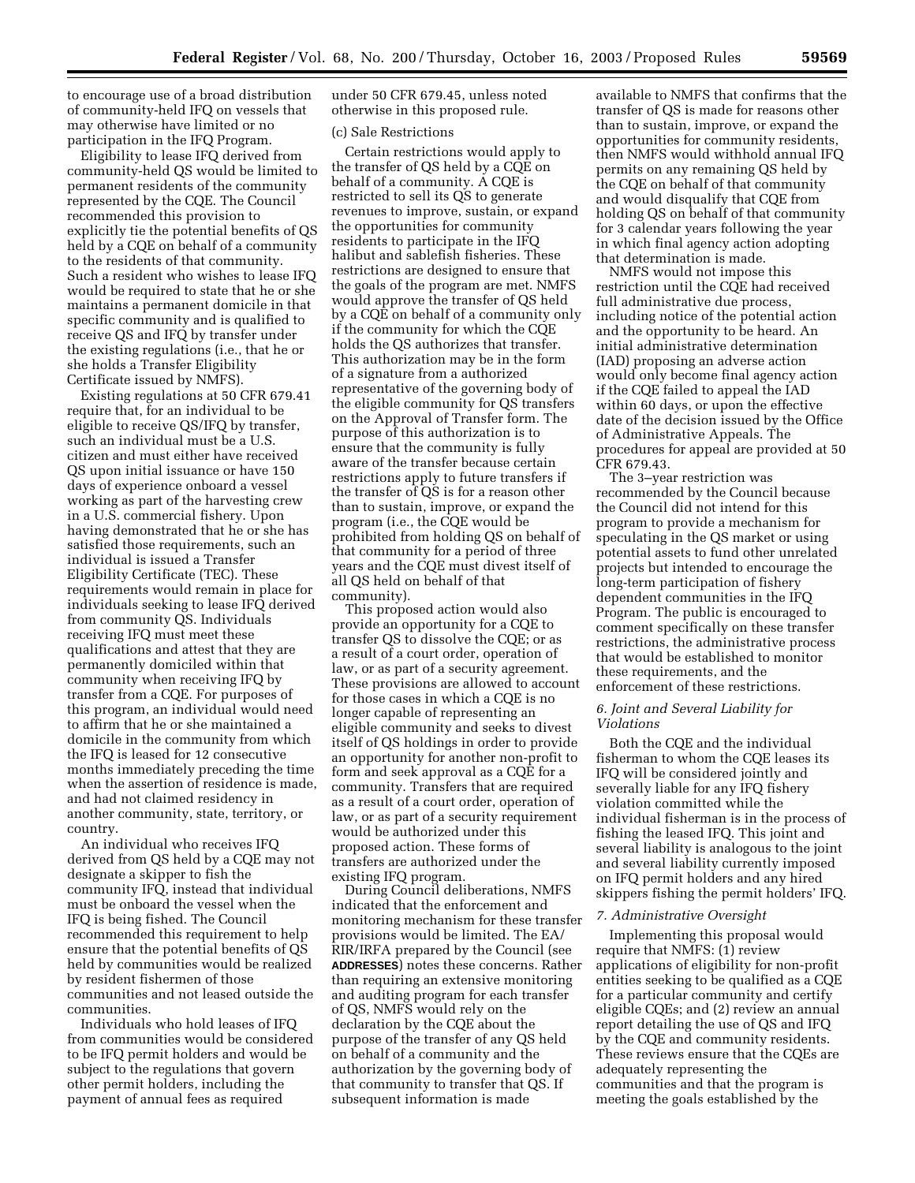to encourage use of a broad distribution of community-held IFQ on vessels that may otherwise have limited or no participation in the IFQ Program.

Eligibility to lease IFQ derived from community-held QS would be limited to permanent residents of the community represented by the CQE. The Council recommended this provision to explicitly tie the potential benefits of QS held by a CQE on behalf of a community to the residents of that community. Such a resident who wishes to lease IFQ would be required to state that he or she maintains a permanent domicile in that specific community and is qualified to receive QS and IFQ by transfer under the existing regulations (i.e., that he or she holds a Transfer Eligibility Certificate issued by NMFS).

Existing regulations at 50 CFR 679.41 require that, for an individual to be eligible to receive QS/IFQ by transfer, such an individual must be a U.S. citizen and must either have received QS upon initial issuance or have 150 days of experience onboard a vessel working as part of the harvesting crew in a U.S. commercial fishery. Upon having demonstrated that he or she has satisfied those requirements, such an individual is issued a Transfer Eligibility Certificate (TEC). These requirements would remain in place for individuals seeking to lease IFQ derived from community QS. Individuals receiving IFQ must meet these qualifications and attest that they are permanently domiciled within that community when receiving IFQ by transfer from a CQE. For purposes of this program, an individual would need to affirm that he or she maintained a domicile in the community from which the IFQ is leased for 12 consecutive months immediately preceding the time when the assertion of residence is made, and had not claimed residency in another community, state, territory, or country.

An individual who receives IFQ derived from QS held by a CQE may not designate a skipper to fish the community IFQ, instead that individual must be onboard the vessel when the IFQ is being fished. The Council recommended this requirement to help ensure that the potential benefits of QS held by communities would be realized by resident fishermen of those communities and not leased outside the communities.

Individuals who hold leases of IFQ from communities would be considered to be IFQ permit holders and would be subject to the regulations that govern other permit holders, including the payment of annual fees as required under 50 CFR 679.45, unless noted otherwise in this proposed rule.

(c) Sale Restrictions

Certain restrictions would apply to the transfer of QS held by a CQE on behalf of a community. A CQE is restricted to sell its QS to generate revenues to improve, sustain, or expand the opportunities for community residents to participate in the IFQ halibut and sablefish fisheries. These restrictions are designed to ensure that the goals of the program are met. NMFS would approve the transfer of QS held by a CQE on behalf of a community only if the community for which the CQE holds the QS authorizes that transfer. This authorization may be in the form of a signature from a authorized representative of the governing body of the eligible community for QS transfers on the Approval of Transfer form. The purpose of this authorization is to ensure that the community is fully aware of the transfer because certain restrictions apply to future transfers if the transfer of QS is for a reason other than to sustain, improve, or expand the program (i.e., the CQE would be prohibited from holding QS on behalf of that community for a period of three years and the CQE must divest itself of all QS held on behalf of that community).

This proposed action would also provide an opportunity for a CQE to transfer QS to dissolve the CQE; or as a result of a court order, operation of law, or as part of a security agreement. These provisions are allowed to account for those cases in which a CQE is no longer capable of representing an eligible community and seeks to divest itself of QS holdings in order to provide an opportunity for another non-profit to form and seek approval as a CQE for a community. Transfers that are required as a result of a court order, operation of law, or as part of a security requirement would be authorized under this proposed action. These forms of transfers are authorized under the existing IFQ program.

During Council deliberations, NMFS indicated that the enforcement and monitoring mechanism for these transfer provisions would be limited. The EA/RIR/IRFA prepared by the Council (see **ADDRESSES**) notes these concerns. Rather than requiring an extensive monitoring and auditing program for each transfer of QS, NMFS would rely on the declaration by the CQE about the purpose of the transfer of any QS held on behalf of a community and the authorization by the governing body of that community to transfer that QS. If subsequent information is made available to NMFS that confirms that the transfer of QS is made for reasons other than to sustain, improve, or expand the opportunities for community residents, then NMFS would withhold annual IFQ permits on any remaining QS held by the CQE on behalf of that community and would disqualify that CQE from holding QS on behalf of that community for 3 calendar years following the year in which final agency action adopting that determination is made.

NMFS would not impose this restriction until the CQE had received full administrative due process, including notice of the potential action and the opportunity to be heard. An initial administrative determination (IAD) proposing an adverse action would only become final agency action if the CQE failed to appeal the IAD within 60 days, or upon the effective date of the decision issued by the Office of Administrative Appeals. The procedures for appeal are provided at 50 CFR 679.43.

The 3–year restriction was recommended by the Council because the Council did not intend for this program to provide a mechanism for speculating in the QS market or using potential assets to fund other unrelated projects but intended to encourage the long-term participation of fishery dependent communities in the IFQ Program. The public is encouraged to comment specifically on these transfer restrictions, the administrative process that would be established to monitor these requirements, and the enforcement of these restrictions.

*6. Joint and Several Liability for Violations*

Both the CQE and the individual fisherman to whom the CQE leases its IFQ will be considered jointly and severally liable for any IFQ fishery violation committed while the individual fisherman is in the process of fishing the leased IFQ. This joint and several liability is analogous to the joint and several liability currently imposed on IFQ permit holders and any hired skippers fishing the permit holders' IFQ.

*7. Administrative Oversight*

Implementing this proposal would require that NMFS: (1) review applications of eligibility for non-profit entities seeking to be qualified as a CQE for a particular community and certify eligible CQEs; and (2) review an annual report detailing the use of QS and IFQ by the CQE and community residents. These reviews ensure that the CQEs are adequately representing the communities and that the program is meeting the goals established by the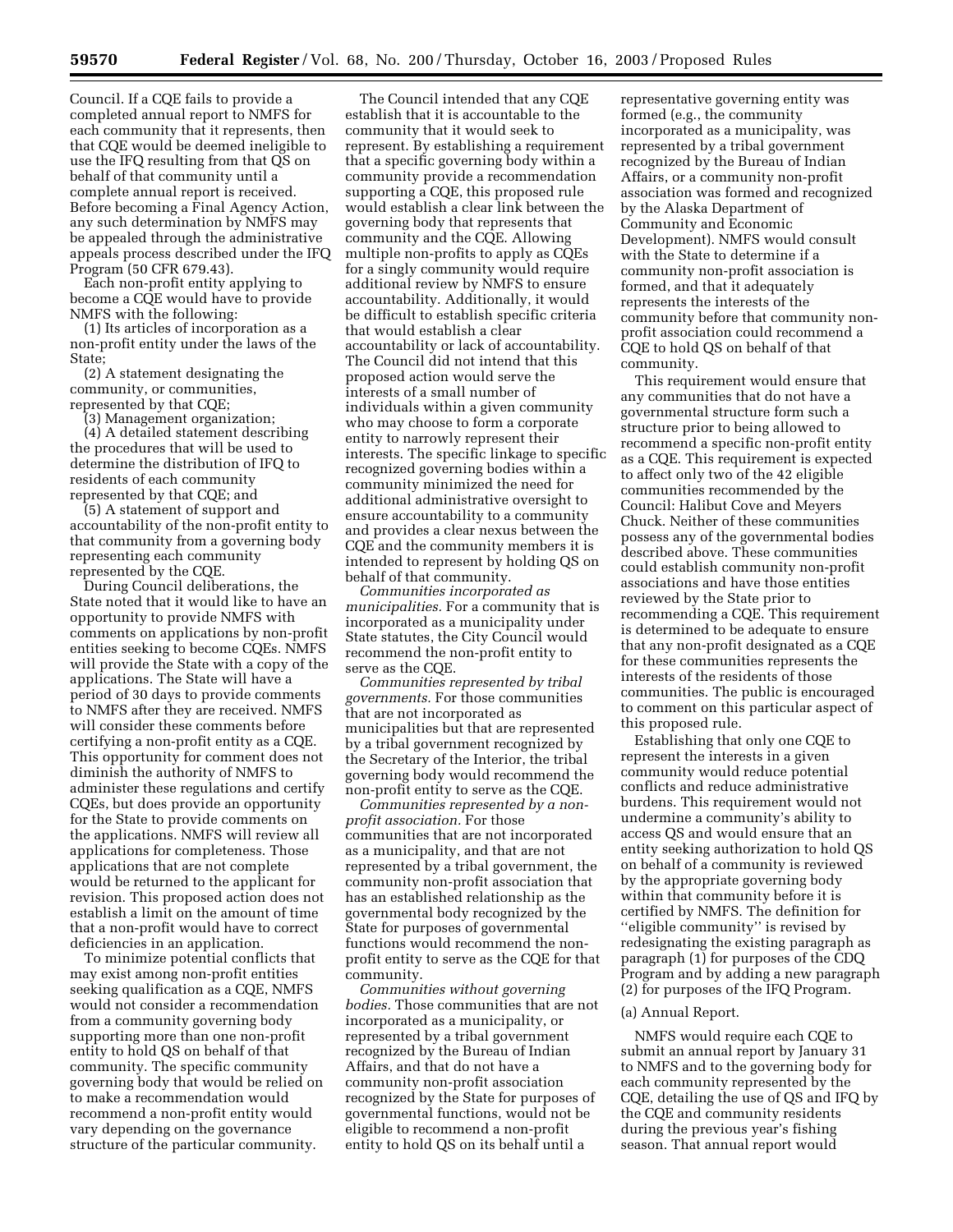Council. If a CQE fails to provide a completed annual report to NMFS for each community that it represents, then that CQE would be deemed ineligible to use the IFQ resulting from that QS on behalf of that community until a complete annual report is received. Before becoming a Final Agency Action, any such determination by NMFS may be appealed through the administrative appeals process described under the IFQ Program (50 CFR 679.43).

Each non-profit entity applying to become a CQE would have to provide NMFS with the following:

(1) Its articles of incorporation as a non-profit entity under the laws of the State;

(2) A statement designating the community, or communities, represented by that CQE;

(3) Management organization;

(4) A detailed statement describing the procedures that will be used to determine the distribution of IFQ to residents of each community represented by that CQE; and

(5) A statement of support and accountability of the non-profit entity to that community from a governing body representing each community represented by the CQE.

During Council deliberations, the State noted that it would like to have an opportunity to provide NMFS with comments on applications by non-profit entities seeking to become CQEs. NMFS will provide the State with a copy of the applications. The State will have a period of 30 days to provide comments to NMFS after they are received. NMFS will consider these comments before certifying a non-profit entity as a CQE. This opportunity for comment does not diminish the authority of NMFS to administer these regulations and certify CQEs, but does provide an opportunity for the State to provide comments on the applications. NMFS will review all applications for completeness. Those applications that are not complete would be returned to the applicant for revision. This proposed action does not establish a limit on the amount of time that a non-profit would have to correct deficiencies in an application.

To minimize potential conflicts that may exist among non-profit entities seeking qualification as a CQE, NMFS would not consider a recommendation from a community governing body supporting more than one non-profit entity to hold QS on behalf of that community. The specific community governing body that would be relied on to make a recommendation would recommend a non-profit entity would vary depending on the governance structure of the particular community.

The Council intended that any CQE establish that it is accountable to the community that it would seek to represent. By establishing a requirement that a specific governing body within a community provide a recommendation supporting a CQE, this proposed rule would establish a clear link between the governing body that represents that community and the CQE. Allowing multiple non-profits to apply as CQEs for a singly community would require additional review by NMFS to ensure accountability. Additionally, it would be difficult to establish specific criteria that would establish a clear accountability or lack of accountability. The Council did not intend that this proposed action would serve the interests of a small number of individuals within a given community who may choose to form a corporate entity to narrowly represent their interests. The specific linkage to specific recognized governing bodies within a community minimized the need for additional administrative oversight to ensure accountability to a community and provides a clear nexus between the CQE and the community members it is intended to represent by holding QS on behalf of that community.

*Communities incorporated as municipalities.* For a community that is incorporated as a municipality under State statutes, the City Council would recommend the non-profit entity to serve as the CQE.

*Communities represented by tribal governments.* For those communities that are not incorporated as municipalities but that are represented by a tribal government recognized by the Secretary of the Interior, the tribal governing body would recommend the non-profit entity to serve as the CQE.

*Communities represented by a non-profit association.* For those communities that are not incorporated as a municipality, and that are not represented by a tribal government, the community non-profit association that has an established relationship as the governmental body recognized by the State for purposes of governmental functions would recommend the non-profit entity to serve as the CQE for that community.

*Communities without governing bodies.* Those communities that are not incorporated as a municipality, or represented by a tribal government recognized by the Bureau of Indian Affairs, and that do not have a community non-profit association recognized by the State for purposes of governmental functions, would not be eligible to recommend a non-profit entity to hold QS on its behalf until a representative governing entity was formed (e.g., the community incorporated as a municipality, was represented by a tribal government recognized by the Bureau of Indian Affairs, or a community non-profit association was formed and recognized by the Alaska Department of Community and Economic Development). NMFS would consult with the State to determine if a community non-profit association is formed, and that it adequately represents the interests of the community before that community non-profit association could recommend a CQE to hold QS on behalf of that community.

This requirement would ensure that any communities that do not have a governmental structure form such a structure prior to being allowed to recommend a specific non-profit entity as a CQE. This requirement is expected to affect only two of the 42 eligible communities recommended by the Council: Halibut Cove and Meyers Chuck. Neither of these communities possess any of the governmental bodies described above. These communities could establish community non-profit associations and have those entities reviewed by the State prior to recommending a CQE. This requirement is determined to be adequate to ensure that any non-profit designated as a CQE for these communities represents the interests of the residents of those communities. The public is encouraged to comment on this particular aspect of this proposed rule.

Establishing that only one CQE to represent the interests in a given community would reduce potential conflicts and reduce administrative burdens. This requirement would not undermine a community's ability to access QS and would ensure that an entity seeking authorization to hold QS on behalf of a community is reviewed by the appropriate governing body within that community before it is certified by NMFS. The definition for ''eligible community'' is revised by redesignating the existing paragraph as paragraph (1) for purposes of the CDQ Program and by adding a new paragraph (2) for purposes of the IFQ Program.

(a) Annual Report.

NMFS would require each CQE to submit an annual report by January 31 to NMFS and to the governing body for each community represented by the CQE, detailing the use of QS and IFQ by the CQE and community residents during the previous year's fishing season. That annual report would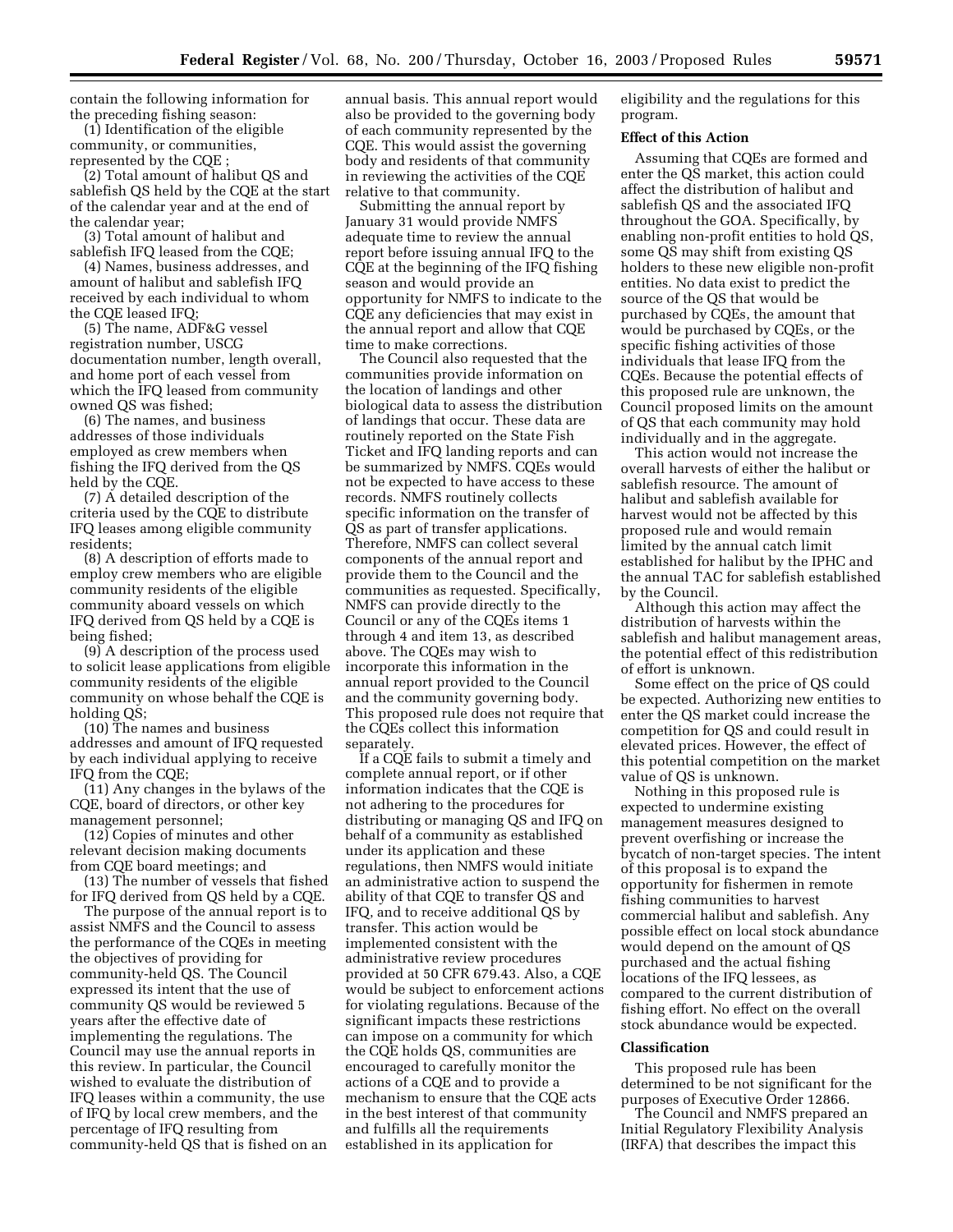contain the following information for the preceding fishing season:

(1) Identification of the eligible community, or communities, represented by the CQE ;

(2) Total amount of halibut QS and sablefish QS held by the CQE at the start of the calendar year and at the end of the calendar year;

(3) Total amount of halibut and sablefish IFQ leased from the CQE;

(4) Names, business addresses, and amount of halibut and sablefish IFQ received by each individual to whom the CQE leased IFQ;

(5) The name, ADF&G vessel registration number, USCG documentation number, length overall, and home port of each vessel from which the IFQ leased from community owned QS was fished;

(6) The names, and business addresses of those individuals employed as crew members when fishing the IFQ derived from the QS held by the CQE.

(7) A detailed description of the criteria used by the CQE to distribute IFQ leases among eligible community residents;

(8) A description of efforts made to employ crew members who are eligible community residents of the eligible community aboard vessels on which IFQ derived from QS held by a CQE is being fished;

(9) A description of the process used to solicit lease applications from eligible community residents of the eligible community on whose behalf the CQE is holding QS;

(10) The names and business addresses and amount of IFQ requested by each individual applying to receive IFQ from the CQE;

(11) Any changes in the bylaws of the CQE, board of directors, or other key management personnel;

(12) Copies of minutes and other relevant decision making documents from CQE board meetings; and

(13) The number of vessels that fished for IFQ derived from QS held by a CQE.

The purpose of the annual report is to assist NMFS and the Council to assess the performance of the CQEs in meeting the objectives of providing for community-held QS. The Council expressed its intent that the use of community QS would be reviewed 5 years after the effective date of implementing the regulations. The Council may use the annual reports in this review. In particular, the Council wished to evaluate the distribution of IFQ leases within a community, the use of IFQ by local crew members, and the percentage of IFQ resulting from community-held QS that is fished on an annual basis. This annual report would also be provided to the governing body of each community represented by the CQE. This would assist the governing body and residents of that community in reviewing the activities of the CQE relative to that community.

Submitting the annual report by January 31 would provide NMFS adequate time to review the annual report before issuing annual IFQ to the CQE at the beginning of the IFQ fishing season and would provide an opportunity for NMFS to indicate to the CQE any deficiencies that may exist in the annual report and allow that CQE time to make corrections.

The Council also requested that the communities provide information on the location of landings and other biological data to assess the distribution of landings that occur. These data are routinely reported on the State Fish Ticket and IFQ landing reports and can be summarized by NMFS. CQEs would not be expected to have access to these records. NMFS routinely collects specific information on the transfer of QS as part of transfer applications. Therefore, NMFS can collect several components of the annual report and provide them to the Council and the communities as requested. Specifically, NMFS can provide directly to the Council or any of the CQEs items 1 through 4 and item 13, as described above. The CQEs may wish to incorporate this information in the annual report provided to the Council and the community governing body. This proposed rule does not require that the CQEs collect this information separately.

If a CQE fails to submit a timely and complete annual report, or if other information indicates that the CQE is not adhering to the procedures for distributing or managing QS and IFQ on behalf of a community as established under its application and these regulations, then NMFS would initiate an administrative action to suspend the ability of that CQE to transfer QS and IFQ, and to receive additional QS by transfer. This action would be implemented consistent with the administrative review procedures provided at 50 CFR 679.43. Also, a CQE would be subject to enforcement actions for violating regulations. Because of the significant impacts these restrictions can impose on a community for which the CQE holds QS, communities are encouraged to carefully monitor the actions of a CQE and to provide a mechanism to ensure that the CQE acts in the best interest of that community and fulfills all the requirements established in its application for eligibility and the regulations for this program.

**Effect of this Action**

Assuming that CQEs are formed and enter the QS market, this action could affect the distribution of halibut and sablefish QS and the associated IFQ throughout the GOA. Specifically, by enabling non-profit entities to hold QS, some QS may shift from existing QS holders to these new eligible non-profit entities. No data exist to predict the source of the QS that would be purchased by CQEs, the amount that would be purchased by CQEs, or the specific fishing activities of those individuals that lease IFQ from the CQEs. Because the potential effects of this proposed rule are unknown, the Council proposed limits on the amount of QS that each community may hold individually and in the aggregate.

This action would not increase the overall harvests of either the halibut or sablefish resource. The amount of halibut and sablefish available for harvest would not be affected by this proposed rule and would remain limited by the annual catch limit established for halibut by the IPHC and the annual TAC for sablefish established by the Council.

Although this action may affect the distribution of harvests within the sablefish and halibut management areas, the potential effect of this redistribution of effort is unknown.

Some effect on the price of QS could be expected. Authorizing new entities to enter the QS market could increase the competition for QS and could result in elevated prices. However, the effect of this potential competition on the market value of QS is unknown.

Nothing in this proposed rule is expected to undermine existing management measures designed to prevent overfishing or increase the bycatch of non-target species. The intent of this proposal is to expand the opportunity for fishermen in remote fishing communities to harvest commercial halibut and sablefish. Any possible effect on local stock abundance would depend on the amount of QS purchased and the actual fishing locations of the IFQ lessees, as compared to the current distribution of fishing effort. No effect on the overall stock abundance would be expected.

**Classification**

This proposed rule has been determined to be not significant for the purposes of Executive Order 12866.

The Council and NMFS prepared an Initial Regulatory Flexibility Analysis (IRFA) that describes the impact this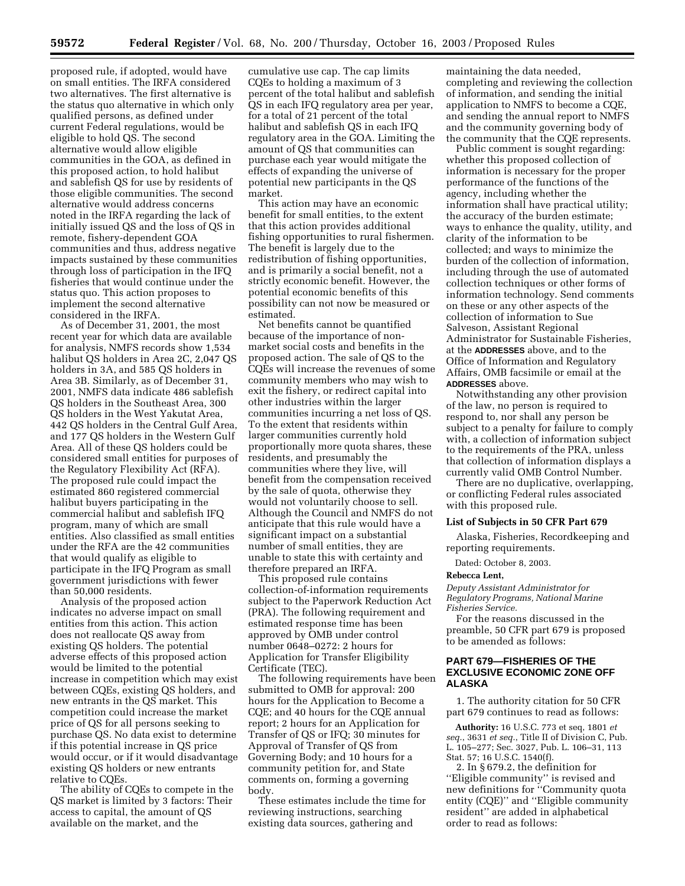proposed rule, if adopted, would have on small entities. The IRFA considered two alternatives. The first alternative is the status quo alternative in which only qualified persons, as defined under current Federal regulations, would be eligible to hold QS. The second alternative would allow eligible communities in the GOA, as defined in this proposed action, to hold halibut and sablefish QS for use by residents of those eligible communities. The second alternative would address concerns noted in the IRFA regarding the lack of initially issued QS and the loss of QS in remote, fishery-dependent GOA communities and thus, address negative impacts sustained by these communities through loss of participation in the IFQ fisheries that would continue under the status quo. This action proposes to implement the second alternative considered in the IRFA.

As of December 31, 2001, the most recent year for which data are available for analysis, NMFS records show 1,534 halibut QS holders in Area 2C, 2,047 QS holders in 3A, and 585 QS holders in Area 3B. Similarly, as of December 31, 2001, NMFS data indicate 486 sablefish QS holders in the Southeast Area, 300 QS holders in the West Yakutat Area, 442 QS holders in the Central Gulf Area, and 177 QS holders in the Western Gulf Area. All of these QS holders could be considered small entities for purposes of the Regulatory Flexibility Act (RFA). The proposed rule could impact the estimated 860 registered commercial halibut buyers participating in the commercial halibut and sablefish IFQ program, many of which are small entities. Also classified as small entities under the RFA are the 42 communities that would qualify as eligible to participate in the IFQ Program as small government jurisdictions with fewer than 50,000 residents.

Analysis of the proposed action indicates no adverse impact on small entities from this action. This action does not reallocate QS away from existing QS holders. The potential adverse effects of this proposed action would be limited to the potential increase in competition which may exist between CQEs, existing QS holders, and new entrants in the QS market. This competition could increase the market price of QS for all persons seeking to purchase QS. No data exist to determine if this potential increase in QS price would occur, or if it would disadvantage existing QS holders or new entrants relative to CQEs.

The ability of CQEs to compete in the QS market is limited by 3 factors: Their access to capital, the amount of QS available on the market, and the cumulative use cap. The cap limits CQEs to holding a maximum of 3 percent of the total halibut and sablefish QS in each IFQ regulatory area per year, for a total of 21 percent of the total halibut and sablefish QS in each IFQ regulatory area in the GOA. Limiting the amount of QS that communities can purchase each year would mitigate the effects of expanding the universe of potential new participants in the QS market.

This action may have an economic benefit for small entities, to the extent that this action provides additional fishing opportunities to rural fishermen. The benefit is largely due to the redistribution of fishing opportunities, and is primarily a social benefit, not a strictly economic benefit. However, the potential economic benefits of this possibility can not now be measured or estimated.

Net benefits cannot be quantified because of the importance of non-market social costs and benefits in the proposed action. The sale of QS to the CQEs will increase the revenues of some community members who may wish to exit the fishery, or redirect capital into other industries within the larger communities incurring a net loss of QS. To the extent that residents within larger communities currently hold proportionally more quota shares, these residents, and presumably the communities where they live, will benefit from the compensation received by the sale of quota, otherwise they would not voluntarily choose to sell. Although the Council and NMFS do not anticipate that this rule would have a significant impact on a substantial number of small entities, they are unable to state this with certainty and therefore prepared an IRFA.

This proposed rule contains collection-of-information requirements subject to the Paperwork Reduction Act (PRA). The following requirement and estimated response time has been approved by OMB under control number 0648–0272: 2 hours for Application for Transfer Eligibility Certificate (TEC).

The following requirements have been submitted to OMB for approval: 200 hours for the Application to Become a CQE; and 40 hours for the CQE annual report; 2 hours for an Application for Transfer of QS or IFQ; 30 minutes for Approval of Transfer of QS from Governing Body; and 10 hours for a community petition for, and State comments on, forming a governing body.

These estimates include the time for reviewing instructions, searching existing data sources, gathering and maintaining the data needed, completing and reviewing the collection of information, and sending the initial application to NMFS to become a CQE, and sending the annual report to NMFS and the community governing body of the community that the CQE represents.

Public comment is sought regarding: whether this proposed collection of information is necessary for the proper performance of the functions of the agency, including whether the information shall have practical utility; the accuracy of the burden estimate; ways to enhance the quality, utility, and clarity of the information to be collected; and ways to minimize the burden of the collection of information, including through the use of automated collection techniques or other forms of information technology. Send comments on these or any other aspects of the collection of information to Sue Salveson, Assistant Regional Administrator for Sustainable Fisheries, at the **ADDRESSES** above, and to the Office of Information and Regulatory Affairs, OMB facsimile or email at the **ADDRESSES** above.

Notwithstanding any other provision of the law, no person is required to respond to, nor shall any person be subject to a penalty for failure to comply with, a collection of information subject to the requirements of the PRA, unless that collection of information displays a currently valid OMB Control Number.

There are no duplicative, overlapping, or conflicting Federal rules associated with this proposed rule.

**List of Subjects in 50 CFR Part 679**

Alaska, Fisheries, Recordkeeping and reporting requirements.

Dated: October 8, 2003.

**Rebecca Lent,**

*Deputy Assistant Administrator for Regulatory Programs, National Marine Fisheries Service.*

For the reasons discussed in the preamble, 50 CFR part 679 is proposed to be amended as follows:

## PART 679—FISHERIES OF THE EXCLUSIVE ECONOMIC ZONE OFF ALASKA

1. The authority citation for 50 CFR part 679 continues to read as follows:

**Authority:** 16 U.S.C. 773 et seq, 1801 *et seq.*, 3631 *et seq.*, Title II of Division C, Pub. L. 105–277; Sec. 3027, Pub. L. 106–31, 113 Stat. 57; 16 U.S.C. 1540(f).

2. In § 679.2, the definition for ''Eligible community'' is revised and new definitions for ''Community quota entity (CQE)'' and ''Eligible community resident'' are added in alphabetical order to read as follows: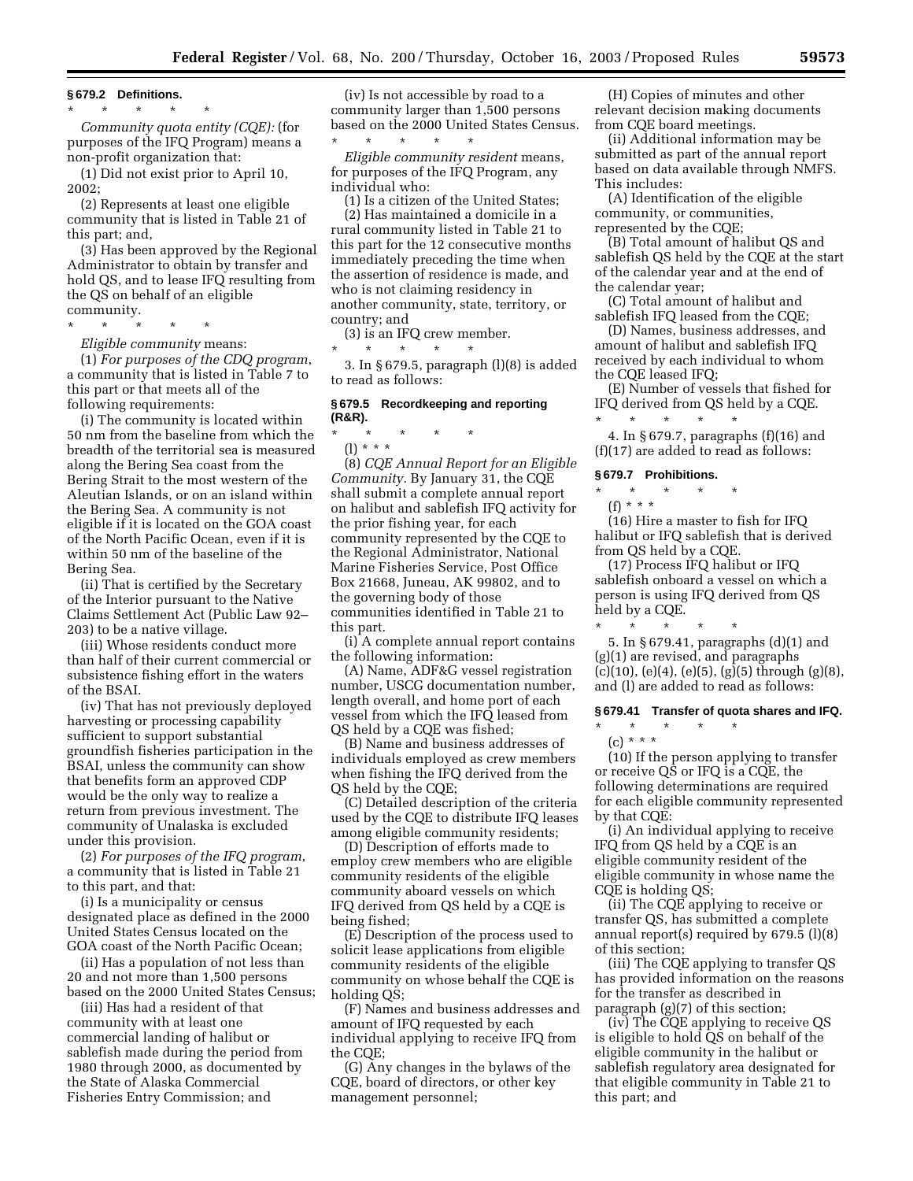### § 679.2 Definitions.

\* \* \* \* \*

*Community quota entity (CQE):* (for purposes of the IFQ Program) means a non-profit organization that:

(1) Did not exist prior to April 10, 2002;

(2) Represents at least one eligible community that is listed in Table 21 of this part; and,

(3) Has been approved by the Regional Administrator to obtain by transfer and hold QS, and to lease IFQ resulting from the QS on behalf of an eligible community.

\* \* \* \* \*

*Eligible community* means:

(1) *For purposes of the CDQ program*, a community that is listed in Table 7 to this part or that meets all of the following requirements:

(i) The community is located within 50 nm from the baseline from which the breadth of the territorial sea is measured along the Bering Sea coast from the Bering Strait to the most western of the Aleutian Islands, or on an island within the Bering Sea. A community is not eligible if it is located on the GOA coast of the North Pacific Ocean, even if it is within 50 nm of the baseline of the Bering Sea.

(ii) That is certified by the Secretary of the Interior pursuant to the Native Claims Settlement Act (Public Law 92–203) to be a native village.

(iii) Whose residents conduct more than half of their current commercial or subsistence fishing effort in the waters of the BSAI.

(iv) That has not previously deployed harvesting or processing capability sufficient to support substantial groundfish fisheries participation in the BSAI, unless the community can show that benefits form an approved CDP would be the only way to realize a return from previous investment. The community of Unalaska is excluded under this provision.

(2) *For purposes of the IFQ program*, a community that is listed in Table 21 to this part, and that:

(i) Is a municipality or census designated place as defined in the 2000 United States Census located on the GOA coast of the North Pacific Ocean;

(ii) Has a population of not less than 20 and not more than 1,500 persons based on the 2000 United States Census;

(iii) Has had a resident of that community with at least one commercial landing of halibut or sablefish made during the period from 1980 through 2000, as documented by the State of Alaska Commercial Fisheries Entry Commission; and

(iv) Is not accessible by road to a community larger than 1,500 persons based on the 2000 United States Census.

\* \* \* \* \*

*Eligible community resident* means, for purposes of the IFQ Program, any individual who:

(1) Is a citizen of the United States;

(2) Has maintained a domicile in a rural community listed in Table 21 to this part for the 12 consecutive months immediately preceding the time when the assertion of residence is made, and who is not claiming residency in another community, state, territory, or country; and

(3) is an IFQ crew member.

\* \* \* \* \*

3. In § 679.5, paragraph (l)(8) is added to read as follows:

### § 679.5 Recordkeeping and reporting (R&R).

\* \* \* \* \*

(l) \* \* \*

(8) *CQE Annual Report for an Eligible Community.* By January 31, the CQE shall submit a complete annual report on halibut and sablefish IFQ activity for the prior fishing year, for each community represented by the CQE to the Regional Administrator, National Marine Fisheries Service, Post Office Box 21668, Juneau, AK 99802, and to the governing body of those communities identified in Table 21 to this part.

(i) A complete annual report contains the following information:

(A) Name, ADF&G vessel registration number, USCG documentation number, length overall, and home port of each vessel from which the IFQ leased from QS held by a CQE was fished;

(B) Name and business addresses of individuals employed as crew members when fishing the IFQ derived from the QS held by the CQE;

(C) Detailed description of the criteria used by the CQE to distribute IFQ leases among eligible community residents;

(D) Description of efforts made to employ crew members who are eligible community residents of the eligible community aboard vessels on which IFQ derived from QS held by a CQE is being fished;

(E) Description of the process used to solicit lease applications from eligible community residents of the eligible community on whose behalf the CQE is holding QS;

(F) Names and business addresses and amount of IFQ requested by each individual applying to receive IFQ from the CQE;

(G) Any changes in the bylaws of the CQE, board of directors, or other key management personnel;

(H) Copies of minutes and other relevant decision making documents from CQE board meetings.

(ii) Additional information may be submitted as part of the annual report based on data available through NMFS. This includes:

(A) Identification of the eligible community, or communities, represented by the CQE;

(B) Total amount of halibut QS and sablefish QS held by the CQE at the start of the calendar year and at the end of the calendar year;

(C) Total amount of halibut and sablefish IFQ leased from the CQE;

(D) Names, business addresses, and amount of halibut and sablefish IFQ received by each individual to whom the CQE leased IFQ;

(E) Number of vessels that fished for IFQ derived from QS held by a CQE.

\* \* \* \* \*

4. In § 679.7, paragraphs (f)(16) and (f)(17) are added to read as follows:

### § 679.7 Prohibitions.

\* \* \* \* \*

(f) \* \* \*

(16) Hire a master to fish for IFQ halibut or IFQ sablefish that is derived from QS held by a CQE.

(17) Process IFQ halibut or IFQ sablefish onboard a vessel on which a person is using IFQ derived from QS held by a CQE.

\* \* \* \* \*

5. In § 679.41, paragraphs (d)(1) and (g)(1) are revised, and paragraphs (c)(10), (e)(4), (e)(5), (g)(5) through (g)(8), and (l) are added to read as follows:

### § 679.41 Transfer of quota shares and IFQ.

\* \* \* \* \*

(c) \* \* \*

(10) If the person applying to transfer or receive QS or IFQ is a CQE, the following determinations are required for each eligible community represented by that CQE:

(i) An individual applying to receive IFQ from QS held by a CQE is an eligible community resident of the eligible community in whose name the CQE is holding QS;

(ii) The CQE applying to receive or transfer QS, has submitted a complete annual report(s) required by 679.5 (l)(8) of this section;

(iii) The CQE applying to transfer QS has provided information on the reasons for the transfer as described in paragraph (g)(7) of this section;

(iv) The CQE applying to receive QS is eligible to hold QS on behalf of the eligible community in the halibut or sablefish regulatory area designated for that eligible community in Table 21 to this part; and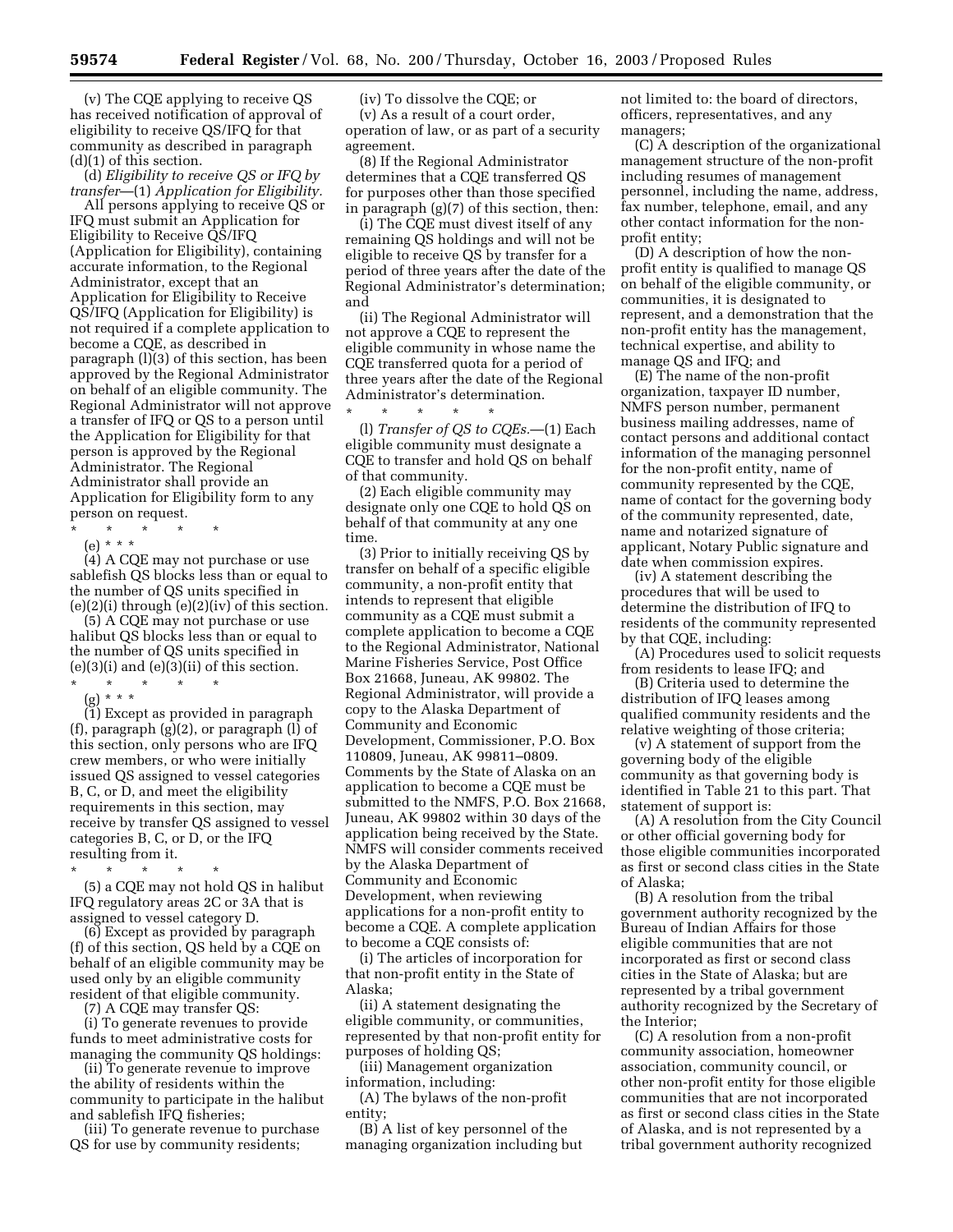(v) The CQE applying to receive QS has received notification of approval of eligibility to receive QS/IFQ for that community as described in paragraph (d)(1) of this section.

(d) *Eligibility to receive QS or IFQ by transfer*—(1) *Application for Eligibility.* All persons applying to receive QS or IFQ must submit an Application for Eligibility to Receive QS/IFQ (Application for Eligibility), containing accurate information, to the Regional Administrator, except that an Application for Eligibility to Receive QS/IFQ (Application for Eligibility) is not required if a complete application to become a CQE, as described in paragraph (l)(3) of this section, has been approved by the Regional Administrator on behalf of an eligible community. The Regional Administrator will not approve a transfer of IFQ or QS to a person until the Application for Eligibility for that person is approved by the Regional Administrator. The Regional Administrator shall provide an Application for Eligibility form to any person on request.

\* \* \* \* \*

(e) \* \* \*

(4) A CQE may not purchase or use sablefish QS blocks less than or equal to the number of QS units specified in (e)(2)(i) through (e)(2)(iv) of this section.

(5) A CQE may not purchase or use halibut QS blocks less than or equal to the number of QS units specified in (e)(3)(i) and (e)(3)(ii) of this section.

\* \* \* \* \*

(g) \* \* \*

(1) Except as provided in paragraph (f), paragraph (g)(2), or paragraph (l) of this section, only persons who are IFQ crew members, or who were initially issued QS assigned to vessel categories B, C, or D, and meet the eligibility requirements in this section, may receive by transfer QS assigned to vessel categories B, C, or D, or the IFQ resulting from it.

\* \* \* \* \*

(5) a CQE may not hold QS in halibut IFQ regulatory areas 2C or 3A that is assigned to vessel category D.

(6) Except as provided by paragraph (f) of this section, QS held by a CQE on behalf of an eligible community may be used only by an eligible community resident of that eligible community.

(7) A CQE may transfer QS:

(i) To generate revenues to provide funds to meet administrative costs for managing the community QS holdings:

(ii) To generate revenue to improve the ability of residents within the community to participate in the halibut and sablefish IFQ fisheries;

(iii) To generate revenue to purchase QS for use by community residents;

(iv) To dissolve the CQE; or

(v) As a result of a court order, operation of law, or as part of a security agreement.

(8) If the Regional Administrator determines that a CQE transferred QS for purposes other than those specified in paragraph (g)(7) of this section, then:

(i) The CQE must divest itself of any remaining QS holdings and will not be eligible to receive QS by transfer for a period of three years after the date of the Regional Administrator's determination; and

(ii) The Regional Administrator will not approve a CQE to represent the eligible community in whose name the CQE transferred quota for a period of three years after the date of the Regional Administrator's determination.

\* \* \* \* \*

(l) *Transfer of QS to CQEs.*—(1) Each eligible community must designate a CQE to transfer and hold QS on behalf of that community.

(2) Each eligible community may designate only one CQE to hold QS on behalf of that community at any one time.

(3) Prior to initially receiving QS by transfer on behalf of a specific eligible community, a non-profit entity that intends to represent that eligible community as a CQE must submit a complete application to become a CQE to the Regional Administrator, National Marine Fisheries Service, Post Office Box 21668, Juneau, AK 99802. The Regional Administrator, will provide a copy to the Alaska Department of Community and Economic Development, Commissioner, P.O. Box 110809, Juneau, AK 99811–0809. Comments by the State of Alaska on an application to become a CQE must be submitted to the NMFS, P.O. Box 21668, Juneau, AK 99802 within 30 days of the application being received by the State. NMFS will consider comments received by the Alaska Department of Community and Economic Development, when reviewing applications for a non-profit entity to become a CQE. A complete application to become a CQE consists of:

(i) The articles of incorporation for that non-profit entity in the State of Alaska;

(ii) A statement designating the eligible community, or communities, represented by that non-profit entity for purposes of holding QS;

(iii) Management organization information, including:

(A) The bylaws of the non-profit entity;

(B) A list of key personnel of the managing organization including but not limited to: the board of directors, officers, representatives, and any managers;

(C) A description of the organizational management structure of the non-profit including resumes of management personnel, including the name, address, fax number, telephone, email, and any other contact information for the non-profit entity;

(D) A description of how the non-profit entity is qualified to manage QS on behalf of the eligible community, or communities, it is designated to represent, and a demonstration that the non-profit entity has the management, technical expertise, and ability to manage QS and IFQ; and

(E) The name of the non-profit organization, taxpayer ID number, NMFS person number, permanent business mailing addresses, name of contact persons and additional contact information of the managing personnel for the non-profit entity, name of community represented by the CQE, name of contact for the governing body of the community represented, date, name and notarized signature of applicant, Notary Public signature and date when commission expires.

(iv) A statement describing the procedures that will be used to determine the distribution of IFQ to residents of the community represented by that CQE, including:

(A) Procedures used to solicit requests from residents to lease IFQ; and

(B) Criteria used to determine the distribution of IFQ leases among qualified community residents and the relative weighting of those criteria;

(v) A statement of support from the governing body of the eligible community as that governing body is identified in Table 21 to this part. That statement of support is:

(A) A resolution from the City Council or other official governing body for those eligible communities incorporated as first or second class cities in the State of Alaska;

(B) A resolution from the tribal government authority recognized by the Bureau of Indian Affairs for those eligible communities that are not incorporated as first or second class cities in the State of Alaska; but are represented by a tribal government authority recognized by the Secretary of the Interior;

(C) A resolution from a non-profit community association, homeowner association, community council, or other non-profit entity for those eligible communities that are not incorporated as first or second class cities in the State of Alaska, and is not represented by a tribal government authority recognized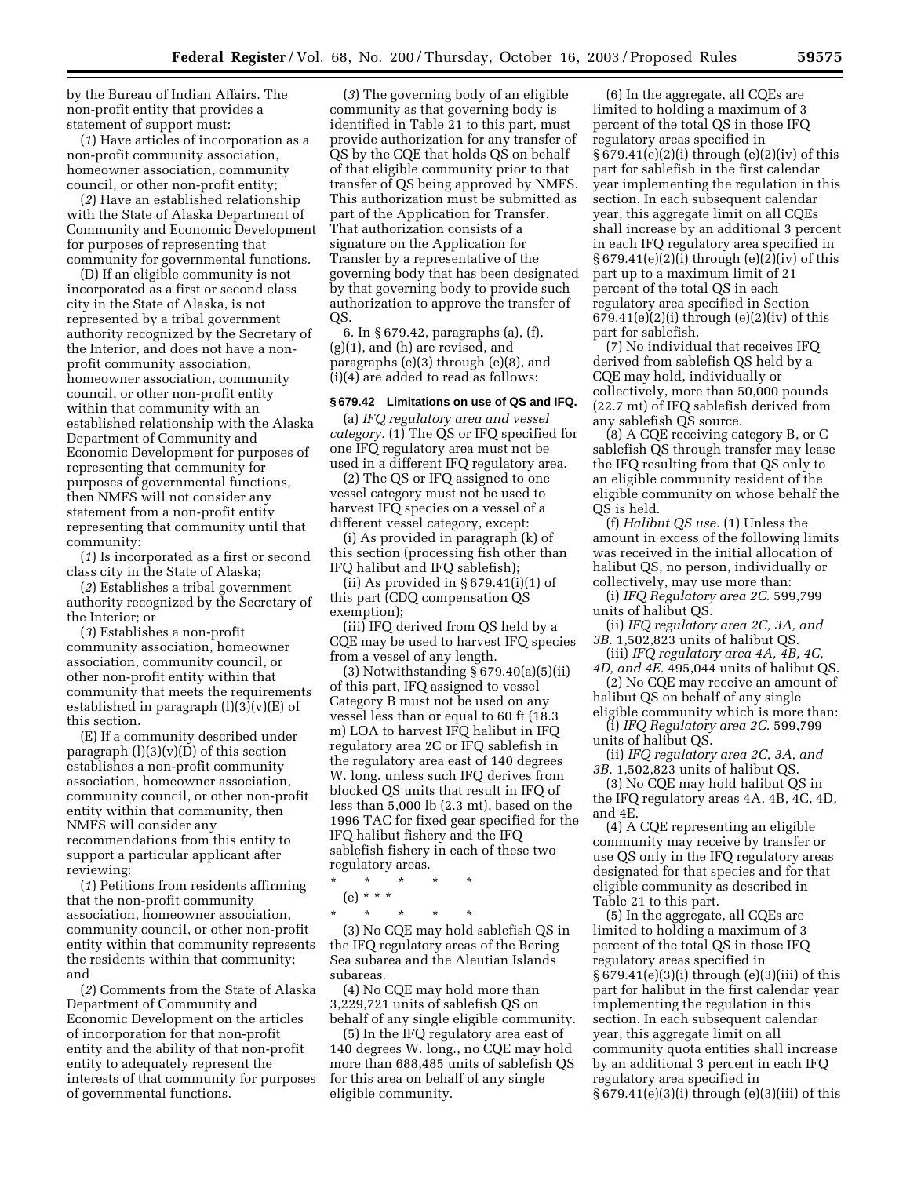by the Bureau of Indian Affairs. The non-profit entity that provides a statement of support must:

(*1*) Have articles of incorporation as a non-profit community association, homeowner association, community council, or other non-profit entity;

(*2*) Have an established relationship with the State of Alaska Department of Community and Economic Development for purposes of representing that community for governmental functions.

(D) If an eligible community is not incorporated as a first or second class city in the State of Alaska, is not represented by a tribal government authority recognized by the Secretary of the Interior, and does not have a non-profit community association, homeowner association, community council, or other non-profit entity within that community with an established relationship with the Alaska Department of Community and Economic Development for purposes of representing that community for purposes of governmental functions, then NMFS will not consider any statement from a non-profit entity representing that community until that community:

(*1*) Is incorporated as a first or second class city in the State of Alaska;

(*2*) Establishes a tribal government authority recognized by the Secretary of the Interior; or

(*3*) Establishes a non-profit community association, homeowner association, community council, or other non-profit entity within that community that meets the requirements established in paragraph (l)(3)(v)(E) of this section.

(E) If a community described under paragraph (l)(3)(v)(D) of this section establishes a non-profit community association, homeowner association, community council, or other non-profit entity within that community, then NMFS will consider any recommendations from this entity to support a particular applicant after reviewing:

(*1*) Petitions from residents affirming that the non-profit community association, homeowner association, community council, or other non-profit entity within that community represents the residents within that community; and

(*2*) Comments from the State of Alaska Department of Community and Economic Development on the articles of incorporation for that non-profit entity and the ability of that non-profit entity to adequately represent the interests of that community for purposes of governmental functions.

(*3*) The governing body of an eligible community as that governing body is identified in Table 21 to this part, must provide authorization for any transfer of QS by the CQE that holds QS on behalf of that eligible community prior to that transfer of QS being approved by NMFS. This authorization must be submitted as part of the Application for Transfer. That authorization consists of a signature on the Application for Transfer by a representative of the governing body that has been designated by that governing body to provide such authorization to approve the transfer of QS.

6. In § 679.42, paragraphs (a), (f), (g)(1), and (h) are revised, and paragraphs (e)(3) through (e)(8), and (i)(4) are added to read as follows:

**§ 679.42 Limitations on use of QS and IFQ.**

(a) *IFQ regulatory area and vessel category.* (1) The QS or IFQ specified for one IFQ regulatory area must not be used in a different IFQ regulatory area.

(2) The QS or IFQ assigned to one vessel category must not be used to harvest IFQ species on a vessel of a different vessel category, except:

(i) As provided in paragraph (k) of this section (processing fish other than IFQ halibut and IFQ sablefish);

(ii) As provided in § 679.41(i)(1) of this part (CDQ compensation QS exemption);

(iii) IFQ derived from QS held by a CQE may be used to harvest IFQ species from a vessel of any length.

(3) Notwithstanding § 679.40(a)(5)(ii) of this part, IFQ assigned to vessel Category B must not be used on any vessel less than or equal to 60 ft (18.3 m) LOA to harvest IFQ halibut in IFQ regulatory area 2C or IFQ sablefish in the regulatory area east of 140 degrees W. long. unless such IFQ derives from blocked QS units that result in IFQ of less than 5,000 lb (2.3 mt), based on the 1996 TAC for fixed gear specified for the IFQ halibut fishery and the IFQ sablefish fishery in each of these two regulatory areas.

\* \* \* \* \*

(e) \* \* \*

\* \* \* \* \*

(3) No CQE may hold sablefish QS in the IFQ regulatory areas of the Bering Sea subarea and the Aleutian Islands subareas.

(4) No CQE may hold more than 3,229,721 units of sablefish QS on behalf of any single eligible community.

(5) In the IFQ regulatory area east of 140 degrees W. long., no CQE may hold more than 688,485 units of sablefish QS for this area on behalf of any single eligible community.

(6) In the aggregate, all CQEs are limited to holding a maximum of 3 percent of the total QS in those IFQ regulatory areas specified in § 679.41(e)(2)(i) through (e)(2)(iv) of this part for sablefish in the first calendar year implementing the regulation in this section. In each subsequent calendar year, this aggregate limit on all CQEs shall increase by an additional 3 percent in each IFQ regulatory area specified in § 679.41(e)(2)(i) through (e)(2)(iv) of this part up to a maximum limit of 21 percent of the total QS in each regulatory area specified in Section 679.41(e)(2)(i) through (e)(2)(iv) of this part for sablefish.

(7) No individual that receives IFQ derived from sablefish QS held by a CQE may hold, individually or collectively, more than 50,000 pounds (22.7 mt) of IFQ sablefish derived from any sablefish QS source.

(8) A CQE receiving category B, or C sablefish QS through transfer may lease the IFQ resulting from that QS only to an eligible community resident of the eligible community on whose behalf the QS is held.

(f) *Halibut QS use.* (1) Unless the amount in excess of the following limits was received in the initial allocation of halibut QS, no person, individually or collectively, may use more than:

(i) *IFQ Regulatory area 2C.* 599,799 units of halibut QS.

(ii) *IFQ regulatory area 2C, 3A, and 3B.* 1,502,823 units of halibut QS.

(iii) *IFQ regulatory area 4A, 4B, 4C, 4D, and 4E.* 495,044 units of halibut QS.

(2) No CQE may receive an amount of halibut QS on behalf of any single eligible community which is more than:

(i) *IFQ Regulatory area 2C.* 599,799 units of halibut QS.

(ii) *IFQ regulatory area 2C, 3A, and 3B.* 1,502,823 units of halibut QS.

(3) No CQE may hold halibut QS in the IFQ regulatory areas 4A, 4B, 4C, 4D, and 4E.

(4) A CQE representing an eligible community may receive by transfer or use QS only in the IFQ regulatory areas designated for that species and for that eligible community as described in Table 21 to this part.

(5) In the aggregate, all CQEs are limited to holding a maximum of 3 percent of the total QS in those IFQ regulatory areas specified in § 679.41(e)(3)(i) through (e)(3)(iii) of this part for halibut in the first calendar year implementing the regulation in this section. In each subsequent calendar year, this aggregate limit on all community quota entities shall increase by an additional 3 percent in each IFQ regulatory area specified in § 679.41(e)(3)(i) through (e)(3)(iii) of this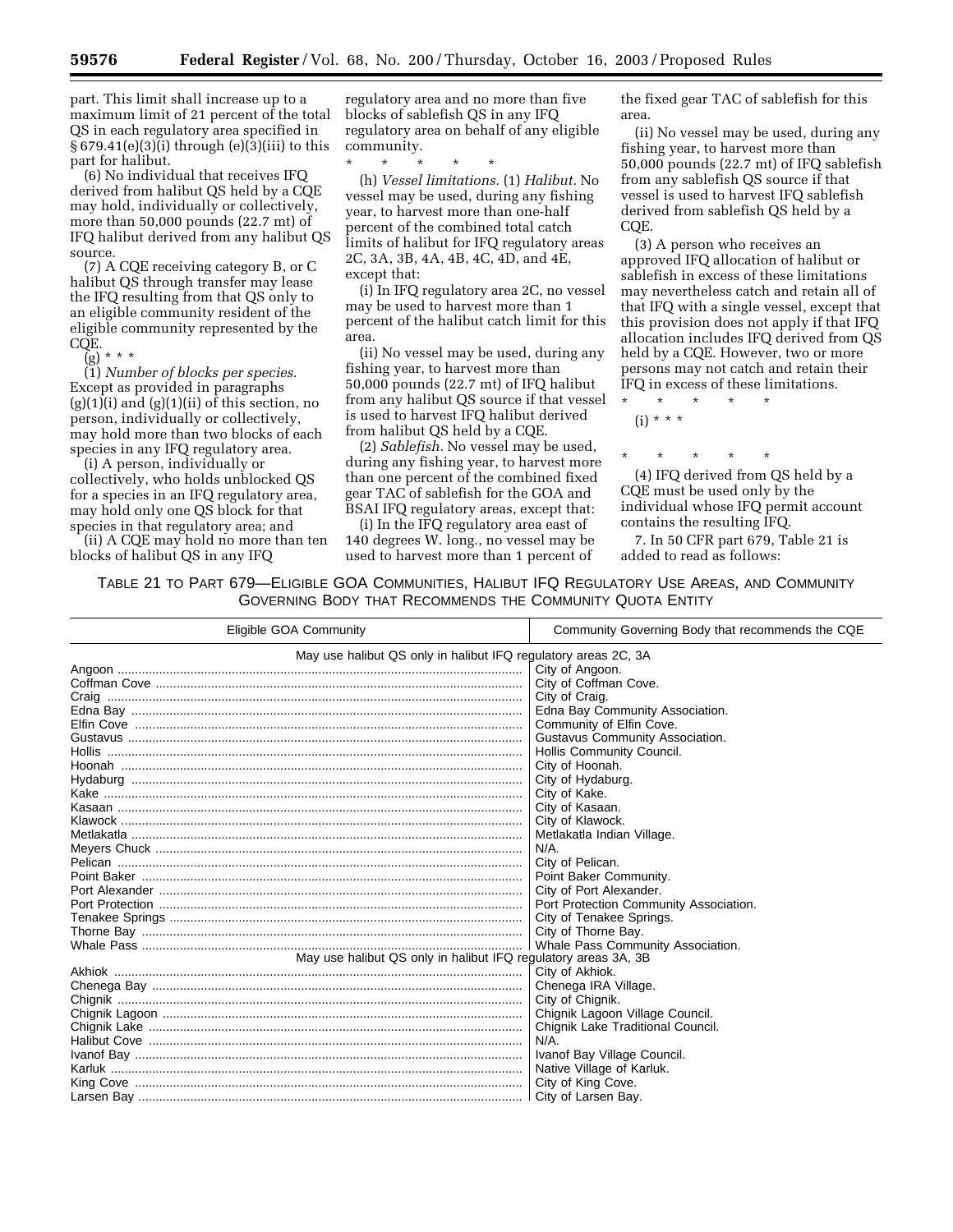part. This limit shall increase up to a maximum limit of 21 percent of the total QS in each regulatory area specified in § 679.41(e)(3)(i) through (e)(3)(iii) to this part for halibut.

(6) No individual that receives IFQ derived from halibut QS held by a CQE may hold, individually or collectively, more than 50,000 pounds (22.7 mt) of IFQ halibut derived from any halibut QS source.

(7) A CQE receiving category B, or C halibut QS through transfer may lease the IFQ resulting from that QS only to an eligible community resident of the eligible community represented by the CQE.

(g) * * *

(1) *Number of blocks per species.* Except as provided in paragraphs (g)(1)(i) and (g)(1)(ii) of this section, no person, individually or collectively, may hold more than two blocks of each species in any IFQ regulatory area.

(i) A person, individually or collectively, who holds unblocked QS for a species in an IFQ regulatory area, may hold only one QS block for that species in that regulatory area; and

(ii) A CQE may hold no more than ten blocks of halibut QS in any IFQ regulatory area and no more than five blocks of sablefish QS in any IFQ regulatory area on behalf of any eligible community.

\* \* \* \* \*

(h) *Vessel limitations.* (1) *Halibut.* No vessel may be used, during any fishing year, to harvest more than one-half percent of the combined total catch limits of halibut for IFQ regulatory areas 2C, 3A, 3B, 4A, 4B, 4C, 4D, and 4E, except that:

(i) In IFQ regulatory area 2C, no vessel may be used to harvest more than 1 percent of the halibut catch limit for this area.

(ii) No vessel may be used, during any fishing year, to harvest more than 50,000 pounds (22.7 mt) of IFQ halibut from any halibut QS source if that vessel is used to harvest IFQ halibut derived from halibut QS held by a CQE.

(2) *Sablefish.* No vessel may be used, during any fishing year, to harvest more than one percent of the combined fixed gear TAC of sablefish for the GOA and BSAI IFQ regulatory areas, except that:

(i) In the IFQ regulatory area east of 140 degrees W. long., no vessel may be used to harvest more than 1 percent of the fixed gear TAC of sablefish for this area.

(ii) No vessel may be used, during any fishing year, to harvest more than 50,000 pounds (22.7 mt) of IFQ sablefish from any sablefish QS source if that vessel is used to harvest IFQ sablefish derived from sablefish QS held by a CQE.

(3) A person who receives an approved IFQ allocation of halibut or sablefish in excess of these limitations may nevertheless catch and retain all of that IFQ with a single vessel, except that this provision does not apply if that IFQ allocation includes IFQ derived from QS held by a CQE. However, two or more persons may not catch and retain their IFQ in excess of these limitations.

\* \* \* \* \*

(i) * * *

\* \* \* \* \*

(4) IFQ derived from QS held by a CQE must be used only by the individual whose IFQ permit account contains the resulting IFQ.

7. In 50 CFR part 679, Table 21 is added to read as follows:

TABLE 21 TO PART 679—ELIGIBLE GOA COMMUNITIES, HALIBUT IFQ REGULATORY USE AREAS, AND COMMUNITY GOVERNING BODY THAT RECOMMENDS THE COMMUNITY QUOTA ENTITY

| Eligible GOA Community | Community Governing Body that recommends the CQE |
|---|---|
| May use halibut QS only in halibut IFQ regulatory areas 2C, 3A | |
| Angoon | City of Angoon. |
| Coffman Cove | City of Coffman Cove. |
| Craig | City of Craig. |
| Edna Bay | Edna Bay Community Association. |
| Elfin Cove | Community of Elfin Cove. |
| Gustavus | Gustavus Community Association. |
| Hollis | Hollis Community Council. |
| Hoonah | City of Hoonah. |
| Hydaburg | City of Hydaburg. |
| Kake | City of Kake. |
| Kasaan | City of Kasaan. |
| Klawock | City of Klawock. |
| Metlakatla | Metlakatla Indian Village. |
| Meyers Chuck | N/A. |
| Pelican | City of Pelican. |
| Point Baker | Point Baker Community. |
| Port Alexander | City of Port Alexander. |
| Port Protection | Port Protection Community Association. |
| Tenakee Springs | City of Tenakee Springs. |
| Thorne Bay | City of Thorne Bay. |
| Whale Pass | Whale Pass Community Association. |
| May use halibut QS only in halibut IFQ regulatory areas 3A, 3B | |
| Akhiok | City of Akhiok. |
| Chenega Bay | Chenega IRA Village. |
| Chignik | City of Chignik. |
| Chignik Lagoon | Chignik Lagoon Village Council. |
| Chignik Lake | Chignik Lake Traditional Council. |
| Halibut Cove | N/A. |
| Ivanof Bay | Ivanof Bay Village Council. |
| Karluk | Native Village of Karluk. |
| King Cove | City of King Cove. |
| Larsen Bay | City of Larsen Bay. |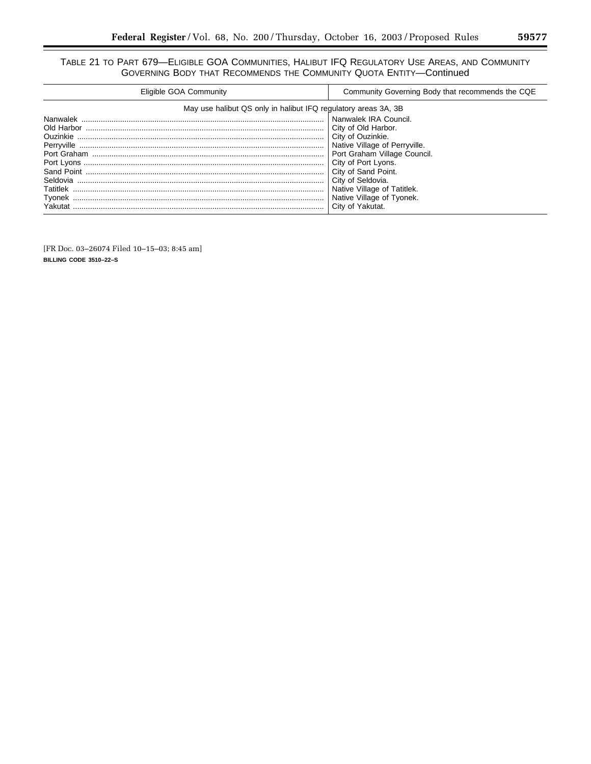TABLE 21 TO PART 679—ELIGIBLE GOA COMMUNITIES, HALIBUT IFQ REGULATORY USE AREAS, AND COMMUNITY GOVERNING BODY THAT RECOMMENDS THE COMMUNITY QUOTA ENTITY—Continued

| Eligible GOA Community | Community Governing Body that recommends the CQE |
|---|---|
| May use halibut QS only in halibut IFQ regulatory areas 3A, 3B | |
| Nanwalek | Nanwalek IRA Council. |
| Old Harbor | City of Old Harbor. |
| Ouzinkie | City of Ouzinkie. |
| Perryville | Native Village of Perryville. |
| Port Graham | Port Graham Village Council. |
| Port Lyons | City of Port Lyons. |
| Sand Point | City of Sand Point. |
| Seldovia | City of Seldovia. |
| Tatitlek | Native Village of Tatitlek. |
| Tyonek | Native Village of Tyonek. |
| Yakutat | City of Yakutat. |

[FR Doc. 03–26074 Filed 10–15–03; 8:45 am]

**BILLING CODE 3510–22–S**